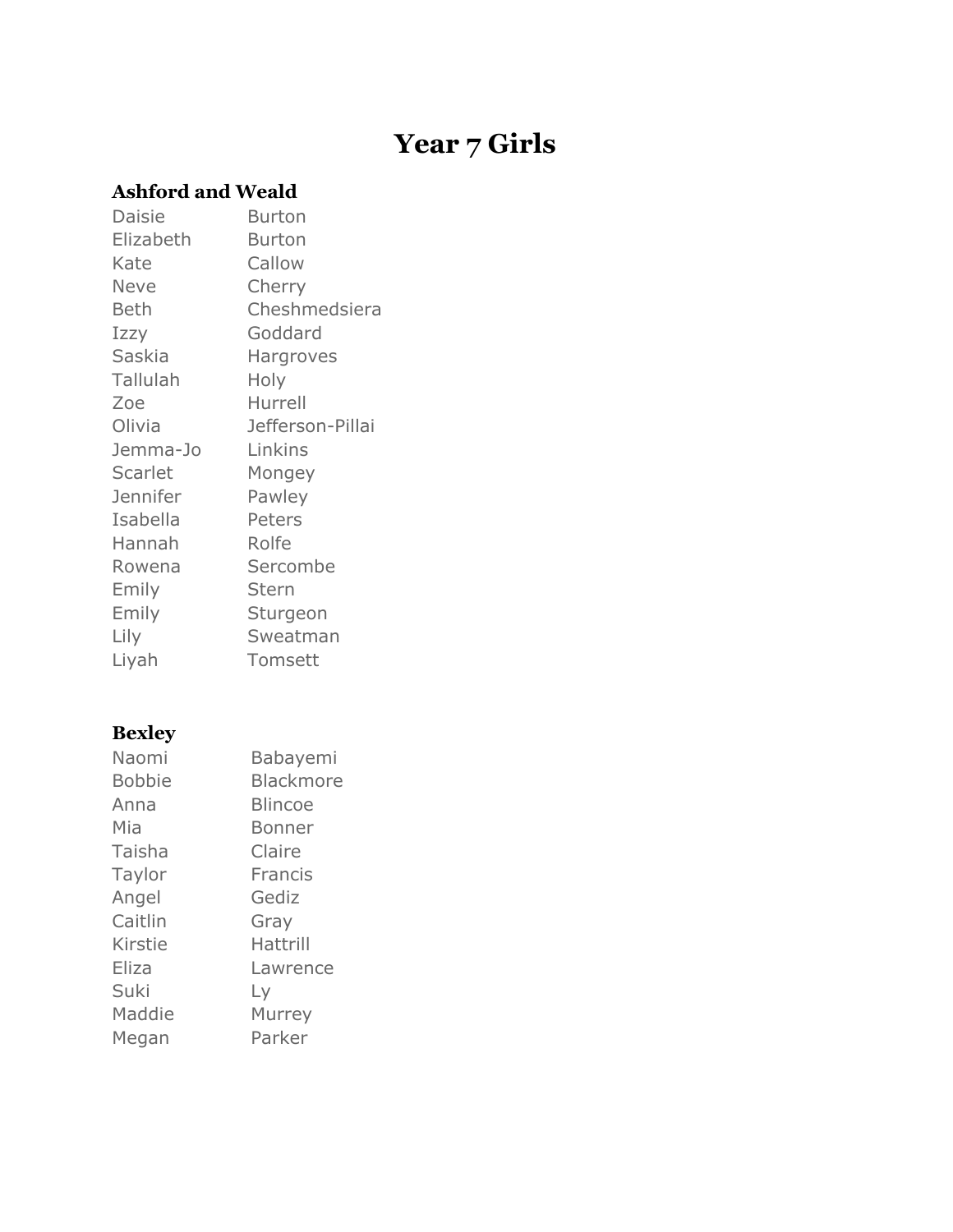# Year 7 Girls

**Ashford and Weald**

| | |
|---|---|
| Daisie | Burton |
| Elizabeth | Burton |
| Kate | Callow |
| Neve | Cherry |
| Beth | Cheshmedsiera |
| Izzy | Goddard |
| Saskia | Hargroves |
| Tallulah | Holy |
| Zoe | Hurrell |
| Olivia | Jefferson-Pillai |
| Jemma-Jo | Linkins |
| Scarlet | Mongey |
| Jennifer | Pawley |
| Isabella | Peters |
| Hannah | Rolfe |
| Rowena | Sercombe |
| Emily | Stern |
| Emily | Sturgeon |
| Lily | Sweatman |
| Liyah | Tomsett |

**Bexley**

| | |
|---|---|
| Naomi | Babayemi |
| Bobbie | Blackmore |
| Anna | Blincoe |
| Mia | Bonner |
| Taisha | Claire |
| Taylor | Francis |
| Angel | Gediz |
| Caitlin | Gray |
| Kirstie | Hattrill |
| Eliza | Lawrence |
| Suki | Ly |
| Maddie | Murrey |
| Megan | Parker |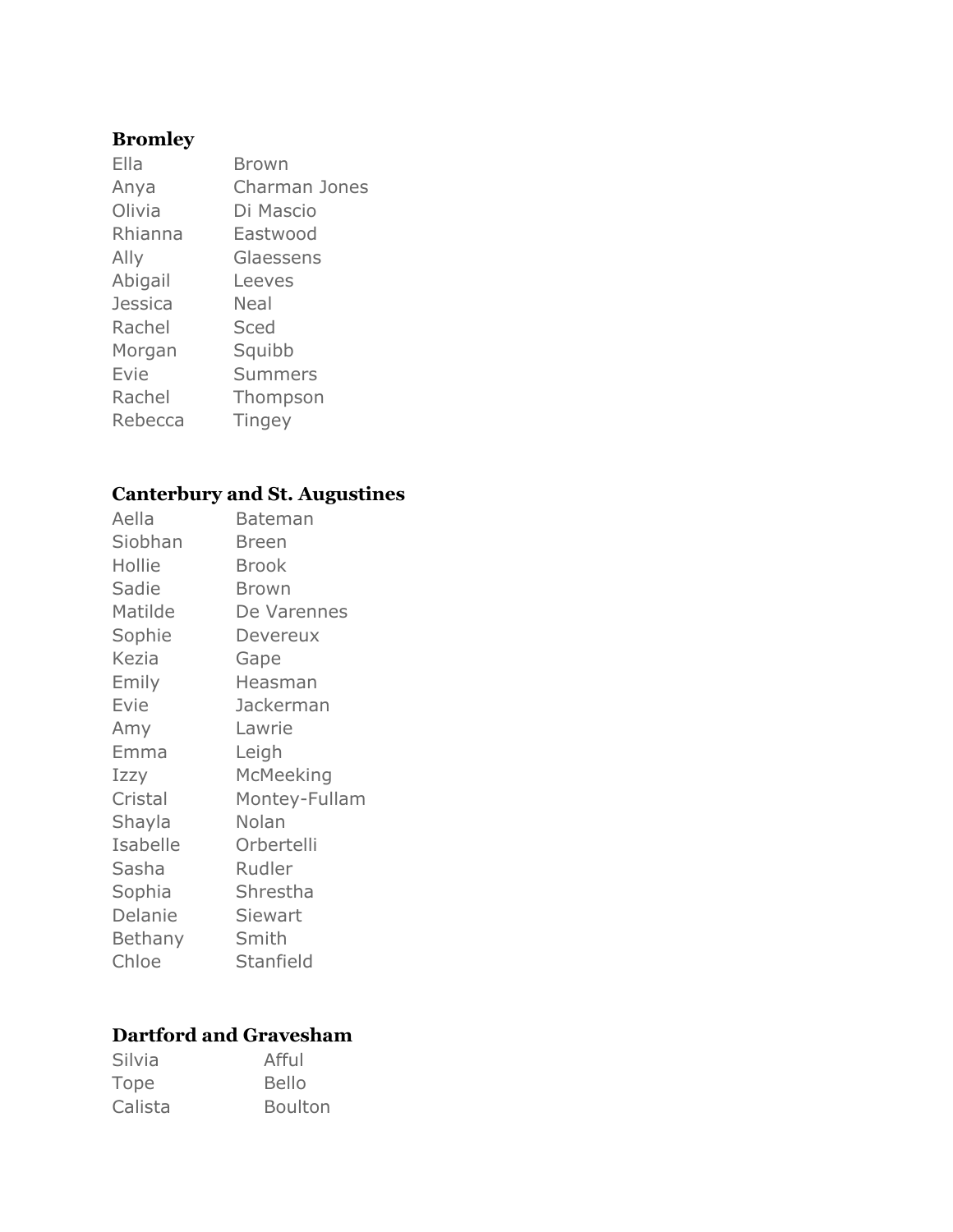**Bromley**

| | |
|---|---|
| Ella | Brown |
| Anya | Charman Jones |
| Olivia | Di Mascio |
| Rhianna | Eastwood |
| Ally | Glaessens |
| Abigail | Leeves |
| Jessica | Neal |
| Rachel | Sced |
| Morgan | Squibb |
| Evie | Summers |
| Rachel | Thompson |
| Rebecca | Tingey |

**Canterbury and St. Augustines**

| | |
|---|---|
| Aella | Bateman |
| Siobhan | Breen |
| Hollie | Brook |
| Sadie | Brown |
| Matilde | De Varennes |
| Sophie | Devereux |
| Kezia | Gape |
| Emily | Heasman |
| Evie | Jackerman |
| Amy | Lawrie |
| Emma | Leigh |
| Izzy | McMeeking |
| Cristal | Montey-Fullam |
| Shayla | Nolan |
| Isabelle | Orbertelli |
| Sasha | Rudler |
| Sophia | Shrestha |
| Delanie | Siewart |
| Bethany | Smith |
| Chloe | Stanfield |

**Dartford and Gravesham**

| | |
|---|---|
| Silvia | Afful |
| Tope | Bello |
| Calista | Boulton |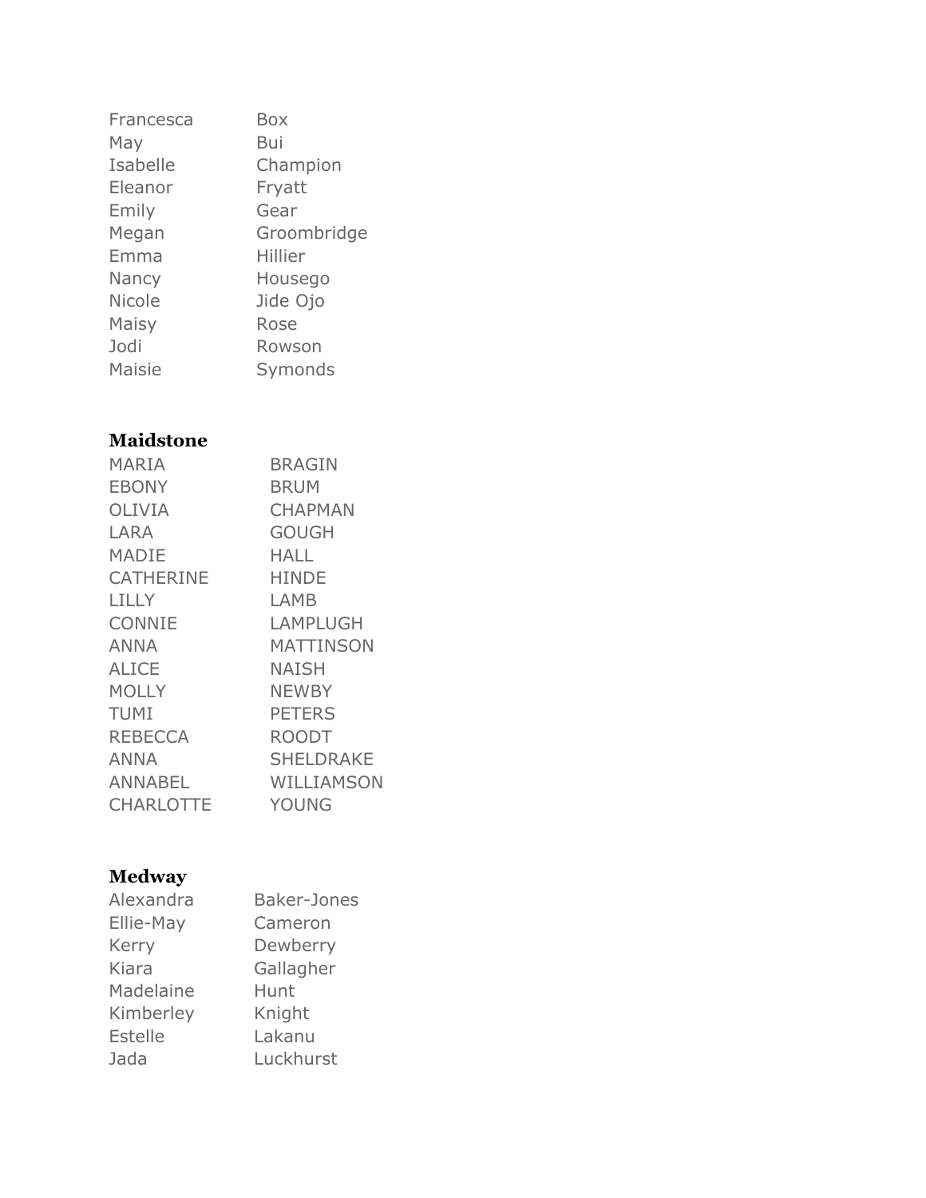| | |
|---|---|
| Francesca | Box |
| May | Bui |
| Isabelle | Champion |
| Eleanor | Fryatt |
| Emily | Gear |
| Megan | Groombridge |
| Emma | Hillier |
| Nancy | Housego |
| Nicole | Jide Ojo |
| Maisy | Rose |
| Jodi | Rowson |
| Maisie | Symonds |

**Maidstone**

| | |
|---|---|
| MARIA | BRAGIN |
| EBONY | BRUM |
| OLIVIA | CHAPMAN |
| LARA | GOUGH |
| MADIE | HALL |
| CATHERINE | HINDE |
| LILLY | LAMB |
| CONNIE | LAMPLUGH |
| ANNA | MATTINSON |
| ALICE | NAISH |
| MOLLY | NEWBY |
| TUMI | PETERS |
| REBECCA | ROODT |
| ANNA | SHELDRAKE |
| ANNABEL | WILLIAMSON |
| CHARLOTTE | YOUNG |

**Medway**

| | |
|---|---|
| Alexandra | Baker-Jones |
| Ellie-May | Cameron |
| Kerry | Dewberry |
| Kiara | Gallagher |
| Madelaine | Hunt |
| Kimberley | Knight |
| Estelle | Lakanu |
| Jada | Luckhurst |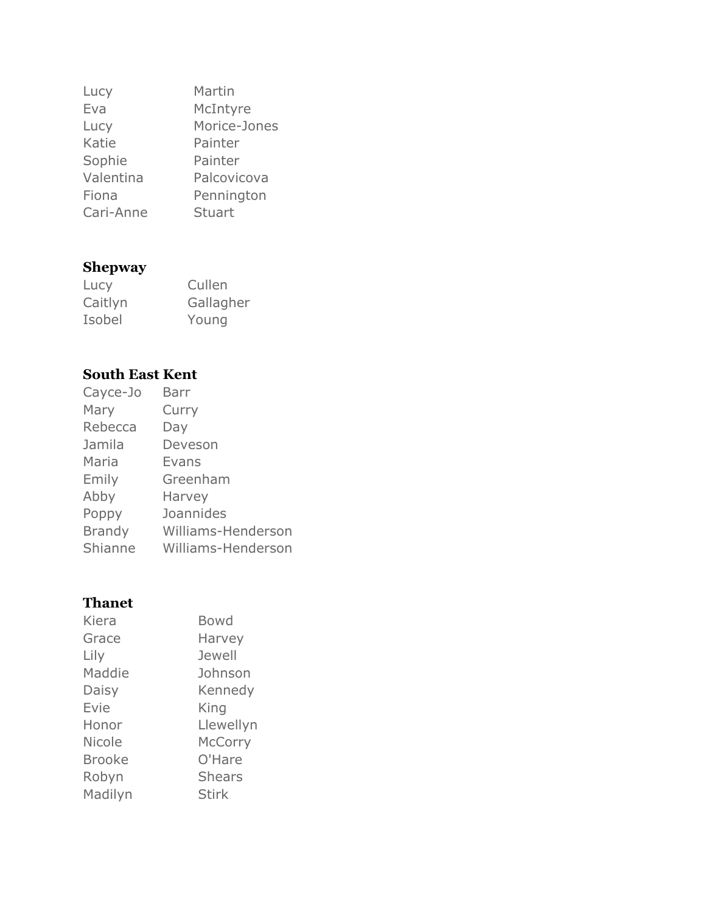| | |
|---|---|
| Lucy | Martin |
| Eva | McIntyre |
| Lucy | Morice-Jones |
| Katie | Painter |
| Sophie | Painter |
| Valentina | Palcovicova |
| Fiona | Pennington |
| Cari-Anne | Stuart |

**Shepway**

| | |
|---|---|
| Lucy | Cullen |
| Caitlyn | Gallagher |
| Isobel | Young |

**South East Kent**

| | |
|---|---|
| Cayce-Jo | Barr |
| Mary | Curry |
| Rebecca | Day |
| Jamila | Deveson |
| Maria | Evans |
| Emily | Greenham |
| Abby | Harvey |
| Poppy | Joannides |
| Brandy | Williams-Henderson |
| Shianne | Williams-Henderson |

**Thanet**

| | |
|---|---|
| Kiera | Bowd |
| Grace | Harvey |
| Lily | Jewell |
| Maddie | Johnson |
| Daisy | Kennedy |
| Evie | King |
| Honor | Llewellyn |
| Nicole | McCorry |
| Brooke | O'Hare |
| Robyn | Shears |
| Madilyn | Stirk |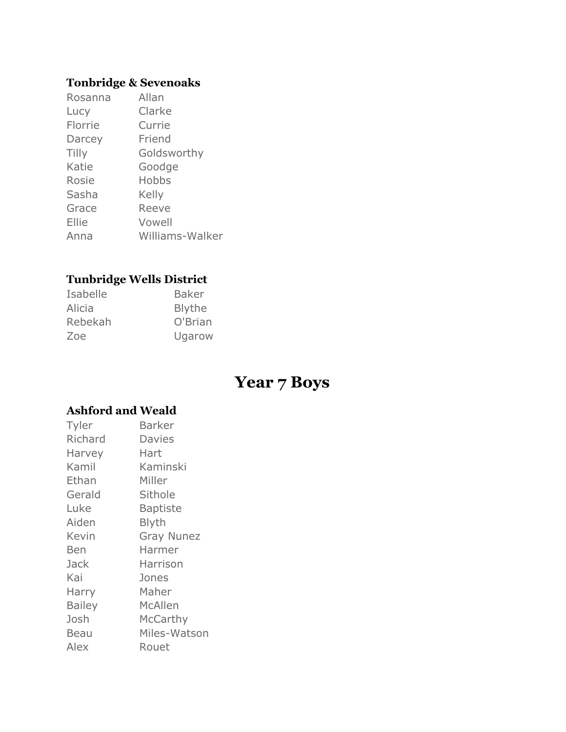### Tonbridge & Sevenoaks

| | |
|---|---|
| Rosanna | Allan |
| Lucy | Clarke |
| Florrie | Currie |
| Darcey | Friend |
| Tilly | Goldsworthy |
| Katie | Goodge |
| Rosie | Hobbs |
| Sasha | Kelly |
| Grace | Reeve |
| Ellie | Vowell |
| Anna | Williams-Walker |

### Tunbridge Wells District

| | |
|---|---|
| Isabelle | Baker |
| Alicia | Blythe |
| Rebekah | O'Brian |
| Zoe | Ugarow |

## Year 7 Boys

### Ashford and Weald

| | |
|---|---|
| Tyler | Barker |
| Richard | Davies |
| Harvey | Hart |
| Kamil | Kaminski |
| Ethan | Miller |
| Gerald | Sithole |
| Luke | Baptiste |
| Aiden | Blyth |
| Kevin | Gray Nunez |
| Ben | Harmer |
| Jack | Harrison |
| Kai | Jones |
| Harry | Maher |
| Bailey | McAllen |
| Josh | McCarthy |
| Beau | Miles-Watson |
| Alex | Rouet |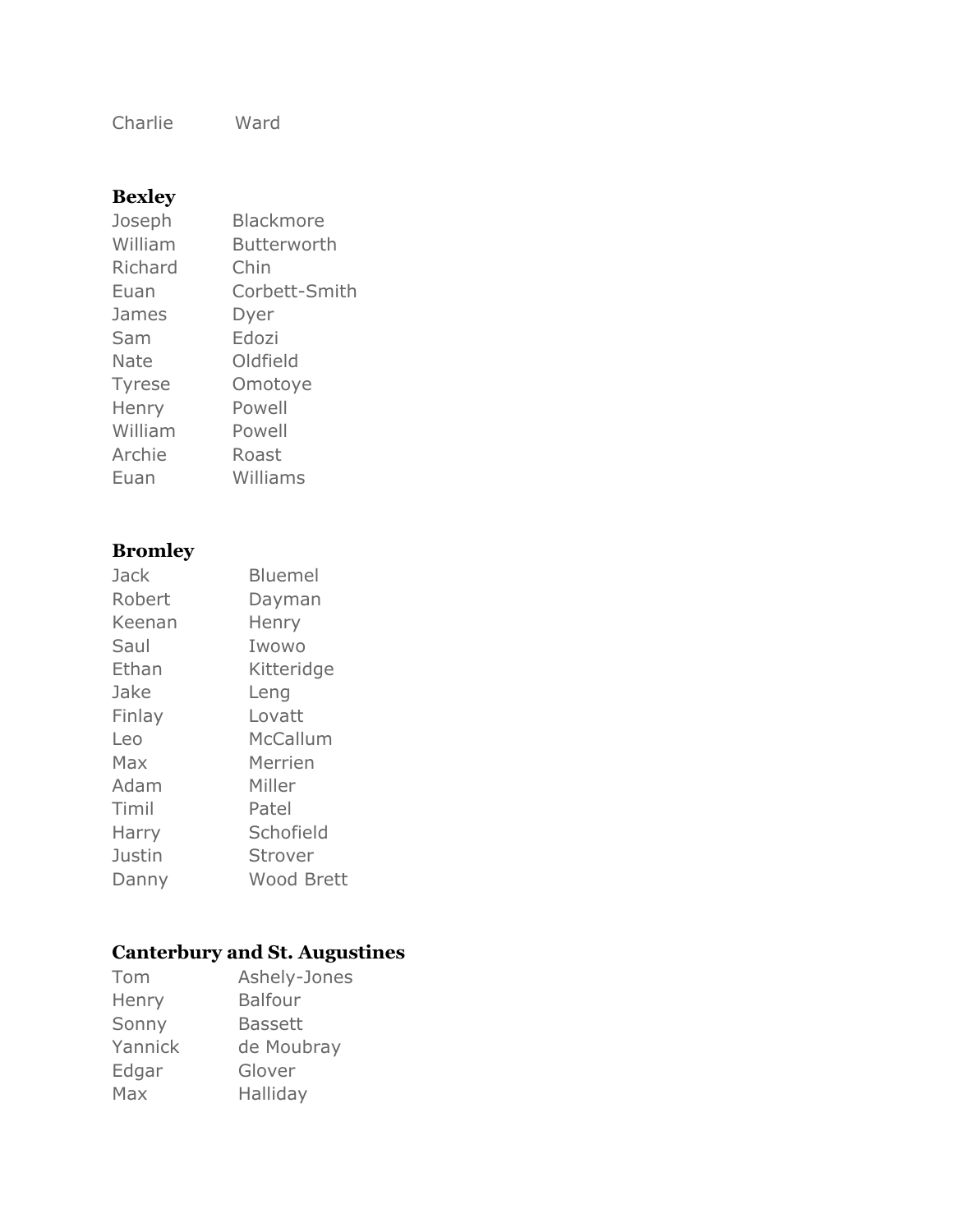Charlie Ward

**Bexley**

| | |
|---|---|
| Joseph | Blackmore |
| William | Butterworth |
| Richard | Chin |
| Euan | Corbett-Smith |
| James | Dyer |
| Sam | Edozi |
| Nate | Oldfield |
| Tyrese | Omotoye |
| Henry | Powell |
| William | Powell |
| Archie | Roast |
| Euan | Williams |

**Bromley**

| | |
|---|---|
| Jack | Bluemel |
| Robert | Dayman |
| Keenan | Henry |
| Saul | Iwowo |
| Ethan | Kitteridge |
| Jake | Leng |
| Finlay | Lovatt |
| Leo | McCallum |
| Max | Merrien |
| Adam | Miller |
| Timil | Patel |
| Harry | Schofield |
| Justin | Strover |
| Danny | Wood Brett |

**Canterbury and St. Augustines**

| | |
|---|---|
| Tom | Ashely-Jones |
| Henry | Balfour |
| Sonny | Bassett |
| Yannick | de Moubray |
| Edgar | Glover |
| Max | Halliday |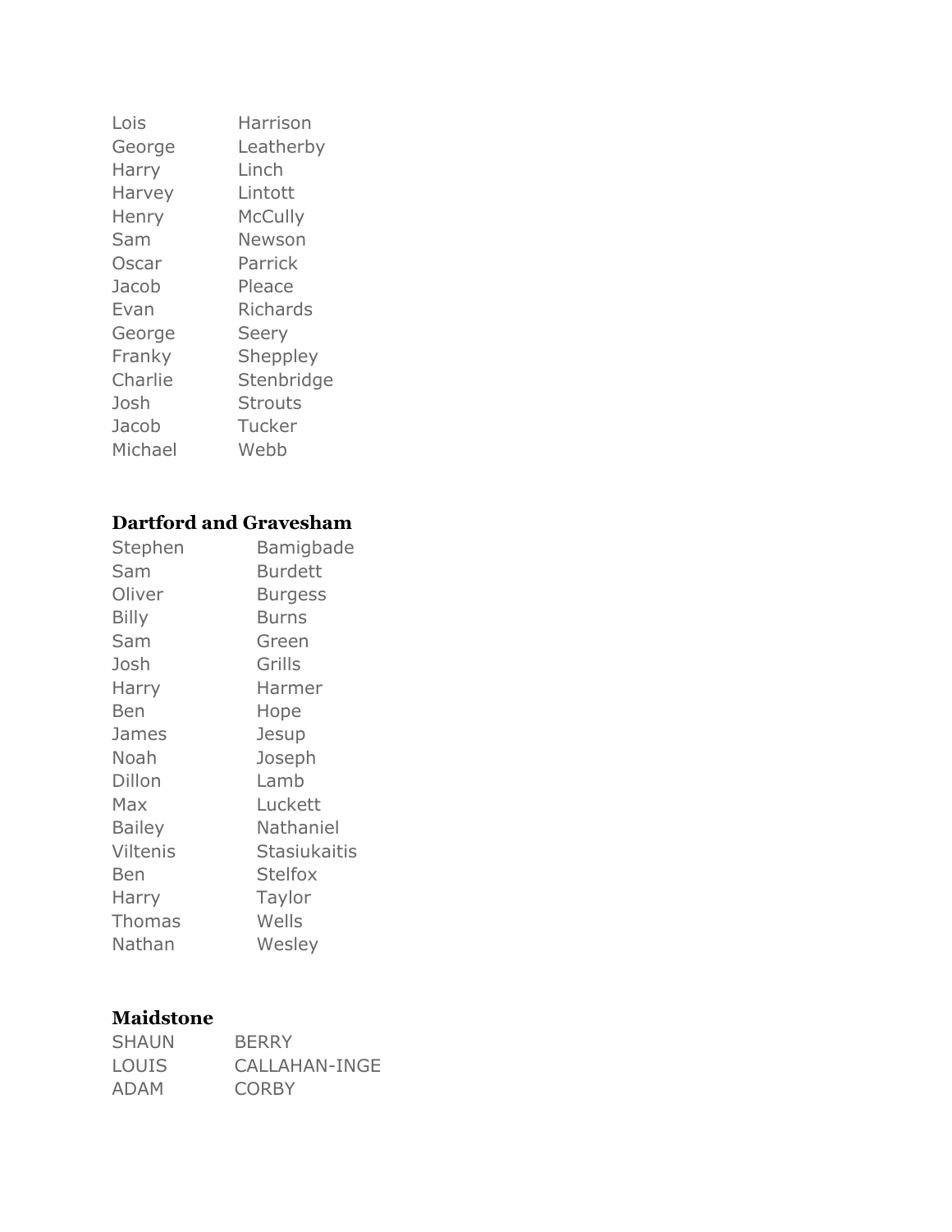| | |
|---|---|
| Lois | Harrison |
| George | Leatherby |
| Harry | Linch |
| Harvey | Lintott |
| Henry | McCully |
| Sam | Newson |
| Oscar | Parrick |
| Jacob | Pleace |
| Evan | Richards |
| George | Seery |
| Franky | Sheppley |
| Charlie | Stenbridge |
| Josh | Strouts |
| Jacob | Tucker |
| Michael | Webb |

**Dartford and Gravesham**

| | |
|---|---|
| Stephen | Bamigbade |
| Sam | Burdett |
| Oliver | Burgess |
| Billy | Burns |
| Sam | Green |
| Josh | Grills |
| Harry | Harmer |
| Ben | Hope |
| James | Jesup |
| Noah | Joseph |
| Dillon | Lamb |
| Max | Luckett |
| Bailey | Nathaniel |
| Viltenis | Stasiukaitis |
| Ben | Stelfox |
| Harry | Taylor |
| Thomas | Wells |
| Nathan | Wesley |

**Maidstone**

| | |
|---|---|
| SHAUN | BERRY |
| LOUIS | CALLAHAN-INGE |
| ADAM | CORBY |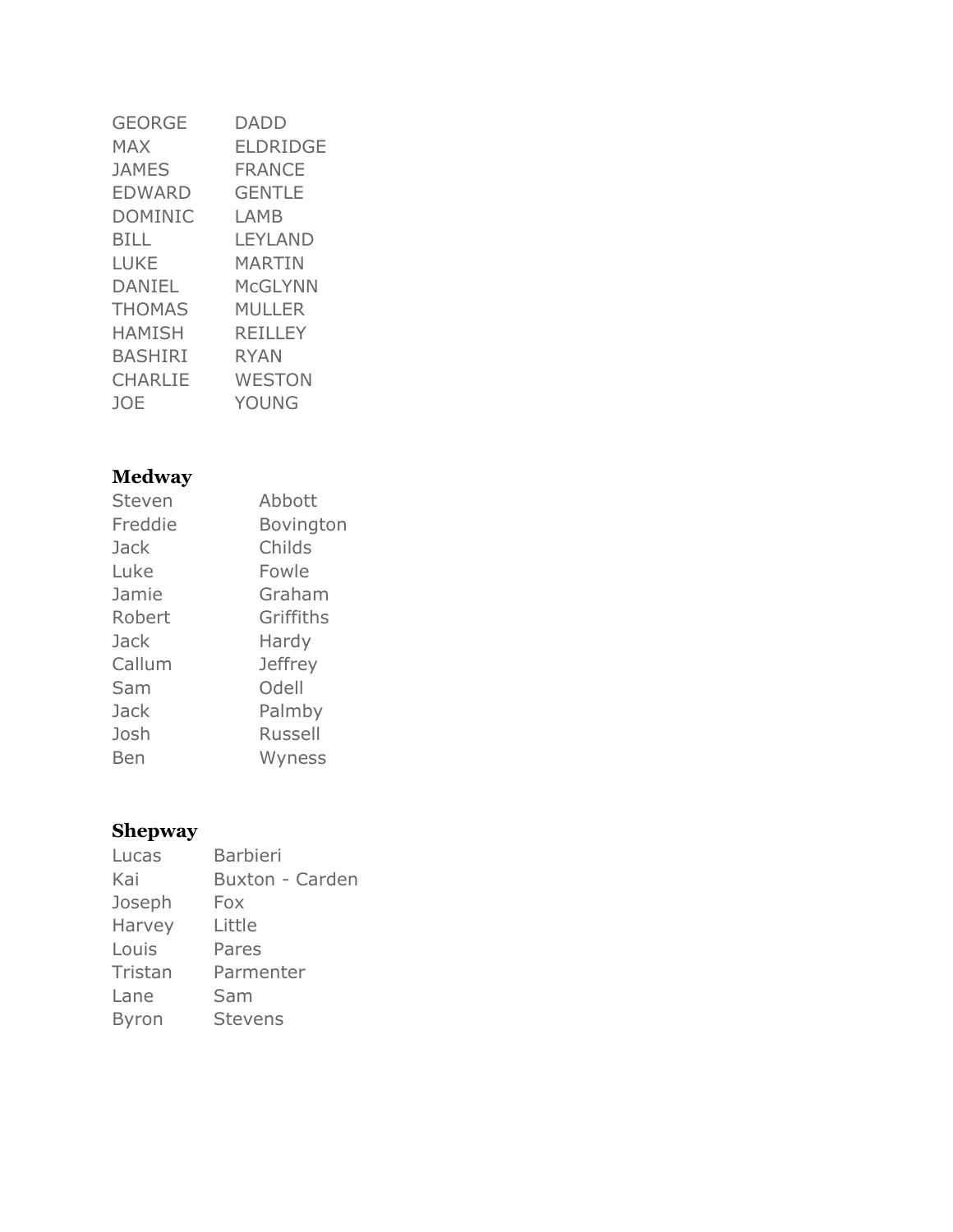| | |
|---|---|
| GEORGE | DADD |
| MAX | ELDRIDGE |
| JAMES | FRANCE |
| EDWARD | GENTLE |
| DOMINIC | LAMB |
| BILL | LEYLAND |
| LUKE | MARTIN |
| DANIEL | McGLYNN |
| THOMAS | MULLER |
| HAMISH | REILLEY |
| BASHIRI | RYAN |
| CHARLIE | WESTON |
| JOE | YOUNG |

**Medway**

| | |
|---|---|
| Steven | Abbott |
| Freddie | Bovington |
| Jack | Childs |
| Luke | Fowle |
| Jamie | Graham |
| Robert | Griffiths |
| Jack | Hardy |
| Callum | Jeffrey |
| Sam | Odell |
| Jack | Palmby |
| Josh | Russell |
| Ben | Wyness |

**Shepway**

| | |
|---|---|
| Lucas | Barbieri |
| Kai | Buxton - Carden |
| Joseph | Fox |
| Harvey | Little |
| Louis | Pares |
| Tristan | Parmenter |
| Lane | Sam |
| Byron | Stevens |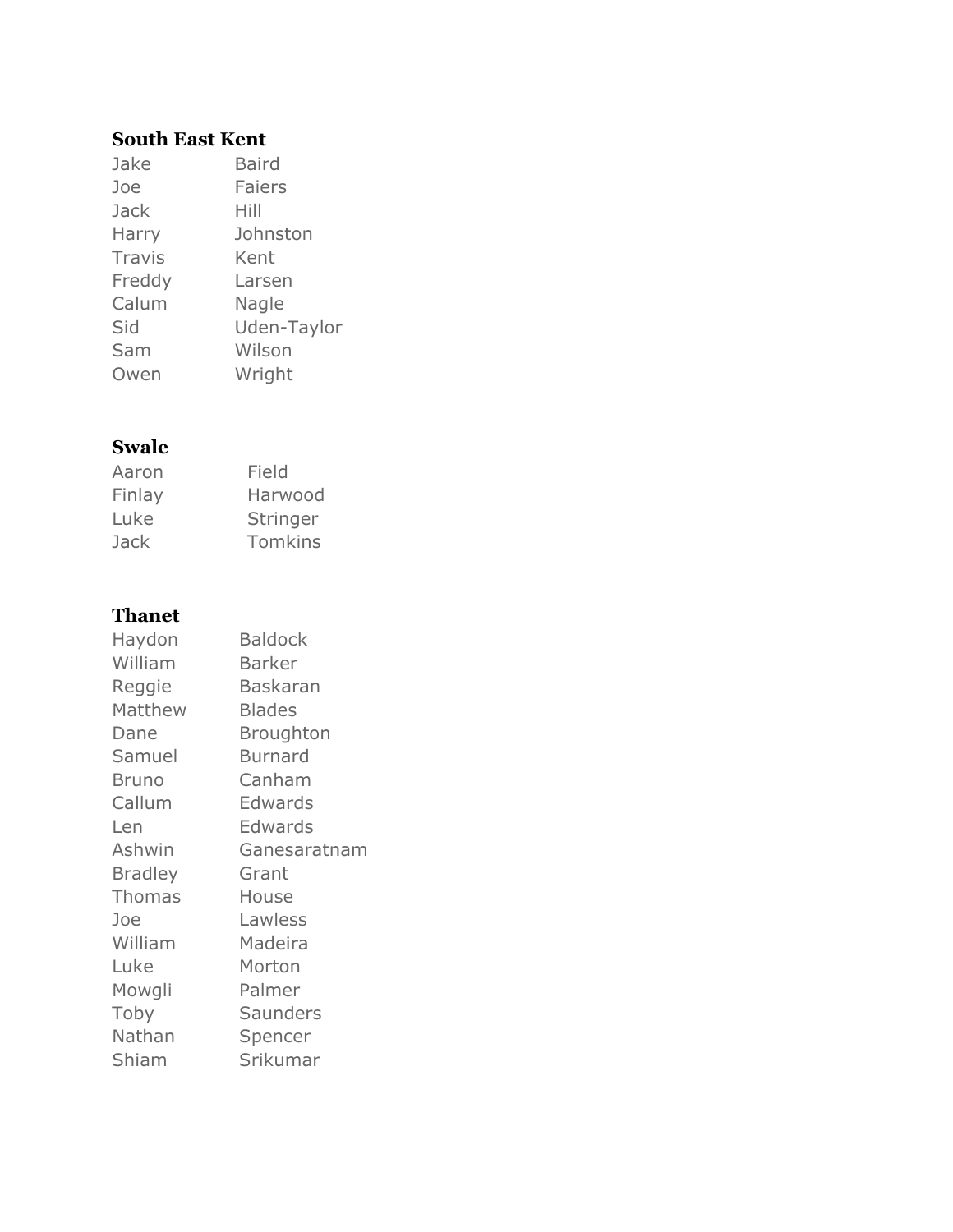**South East Kent**

| | |
|---|---|
| Jake | Baird |
| Joe | Faiers |
| Jack | Hill |
| Harry | Johnston |
| Travis | Kent |
| Freddy | Larsen |
| Calum | Nagle |
| Sid | Uden-Taylor |
| Sam | Wilson |
| Owen | Wright |

**Swale**

| | |
|---|---|
| Aaron | Field |
| Finlay | Harwood |
| Luke | Stringer |
| Jack | Tomkins |

**Thanet**

| | |
|---|---|
| Haydon | Baldock |
| William | Barker |
| Reggie | Baskaran |
| Matthew | Blades |
| Dane | Broughton |
| Samuel | Burnard |
| Bruno | Canham |
| Callum | Edwards |
| Len | Edwards |
| Ashwin | Ganesaratnam |
| Bradley | Grant |
| Thomas | House |
| Joe | Lawless |
| William | Madeira |
| Luke | Morton |
| Mowgli | Palmer |
| Toby | Saunders |
| Nathan | Spencer |
| Shiam | Srikumar |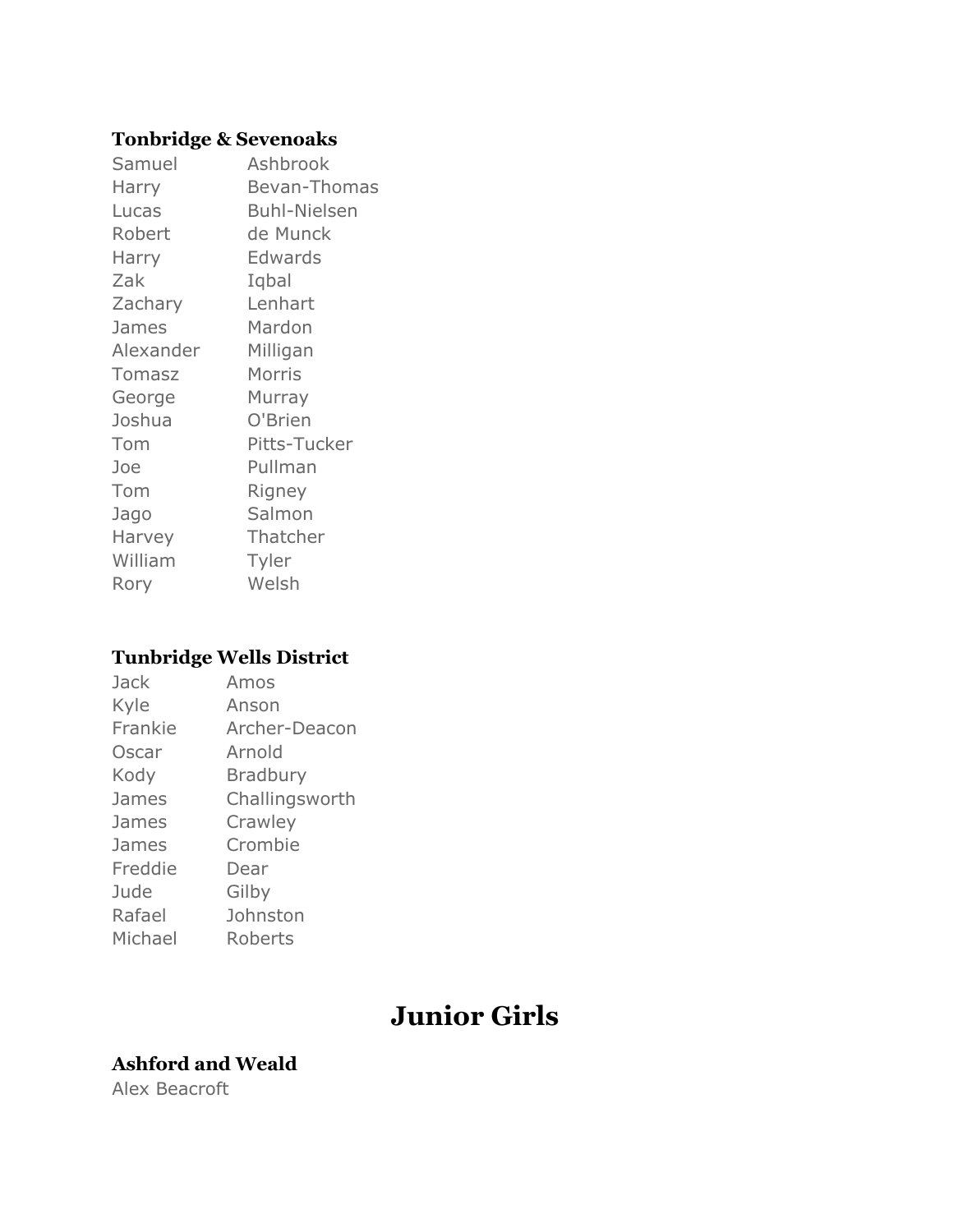### Tonbridge & Sevenoaks

| | |
|---|---|
| Samuel | Ashbrook |
| Harry | Bevan-Thomas |
| Lucas | Buhl-Nielsen |
| Robert | de Munck |
| Harry | Edwards |
| Zak | Iqbal |
| Zachary | Lenhart |
| James | Mardon |
| Alexander | Milligan |
| Tomasz | Morris |
| George | Murray |
| Joshua | O'Brien |
| Tom | Pitts-Tucker |
| Joe | Pullman |
| Tom | Rigney |
| Jago | Salmon |
| Harvey | Thatcher |
| William | Tyler |
| Rory | Welsh |

### Tunbridge Wells District

| | |
|---|---|
| Jack | Amos |
| Kyle | Anson |
| Frankie | Archer-Deacon |
| Oscar | Arnold |
| Kody | Bradbury |
| James | Challingsworth |
| James | Crawley |
| James | Crombie |
| Freddie | Dear |
| Jude | Gilby |
| Rafael | Johnston |
| Michael | Roberts |

## Junior Girls

### Ashford and Weald

Alex Beacroft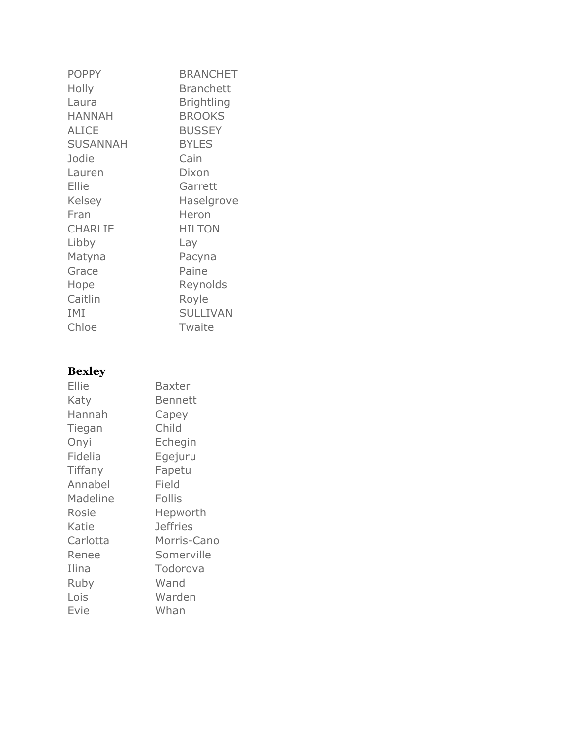| | |
|---|---|
| POPPY | BRANCHET |
| Holly | Branchett |
| Laura | Brightling |
| HANNAH | BROOKS |
| ALICE | BUSSEY |
| SUSANNAH | BYLES |
| Jodie | Cain |
| Lauren | Dixon |
| Ellie | Garrett |
| Kelsey | Haselgrove |
| Fran | Heron |
| CHARLIE | HILTON |
| Libby | Lay |
| Matyna | Pacyna |
| Grace | Paine |
| Hope | Reynolds |
| Caitlin | Royle |
| IMI | SULLIVAN |
| Chloe | Twaite |

**Bexley**

| | |
|---|---|
| Ellie | Baxter |
| Katy | Bennett |
| Hannah | Capey |
| Tiegan | Child |
| Onyi | Echegin |
| Fidelia | Egejuru |
| Tiffany | Fapetu |
| Annabel | Field |
| Madeline | Follis |
| Rosie | Hepworth |
| Katie | Jeffries |
| Carlotta | Morris-Cano |
| Renee | Somerville |
| Ilina | Todorova |
| Ruby | Wand |
| Lois | Warden |
| Evie | Whan |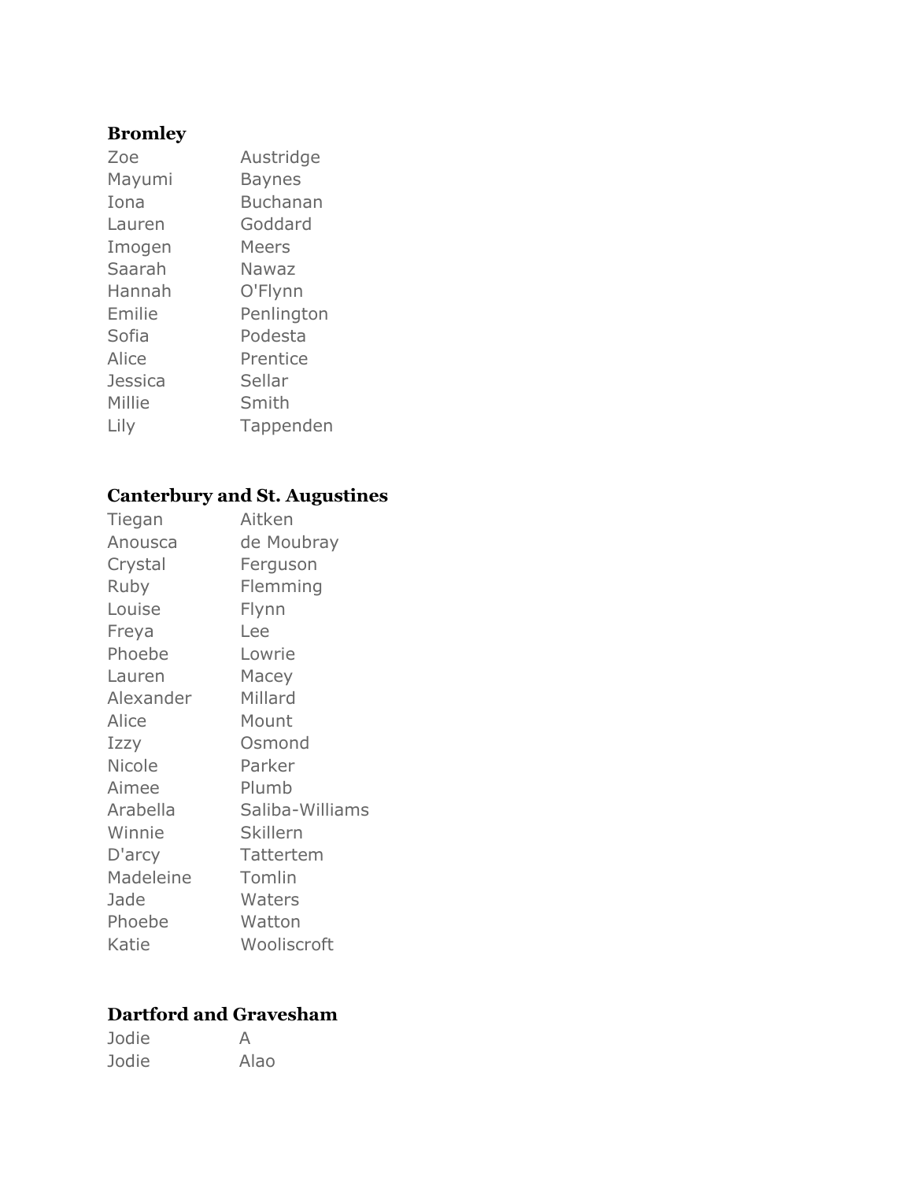### Bromley

| | |
|---|---|
| Zoe | Austridge |
| Mayumi | Baynes |
| Iona | Buchanan |
| Lauren | Goddard |
| Imogen | Meers |
| Saarah | Nawaz |
| Hannah | O'Flynn |
| Emilie | Penlington |
| Sofia | Podesta |
| Alice | Prentice |
| Jessica | Sellar |
| Millie | Smith |
| Lily | Tappenden |

### Canterbury and St. Augustines

| | |
|---|---|
| Tiegan | Aitken |
| Anousca | de Moubray |
| Crystal | Ferguson |
| Ruby | Flemming |
| Louise | Flynn |
| Freya | Lee |
| Phoebe | Lowrie |
| Lauren | Macey |
| Alexander | Millard |
| Alice | Mount |
| Izzy | Osmond |
| Nicole | Parker |
| Aimee | Plumb |
| Arabella | Saliba-Williams |
| Winnie | Skillern |
| D'arcy | Tattertem |
| Madeleine | Tomlin |
| Jade | Waters |
| Phoebe | Watton |
| Katie | Wooliscroft |

### Dartford and Gravesham

| | |
|---|---|
| Jodie | A |
| Jodie | Alao |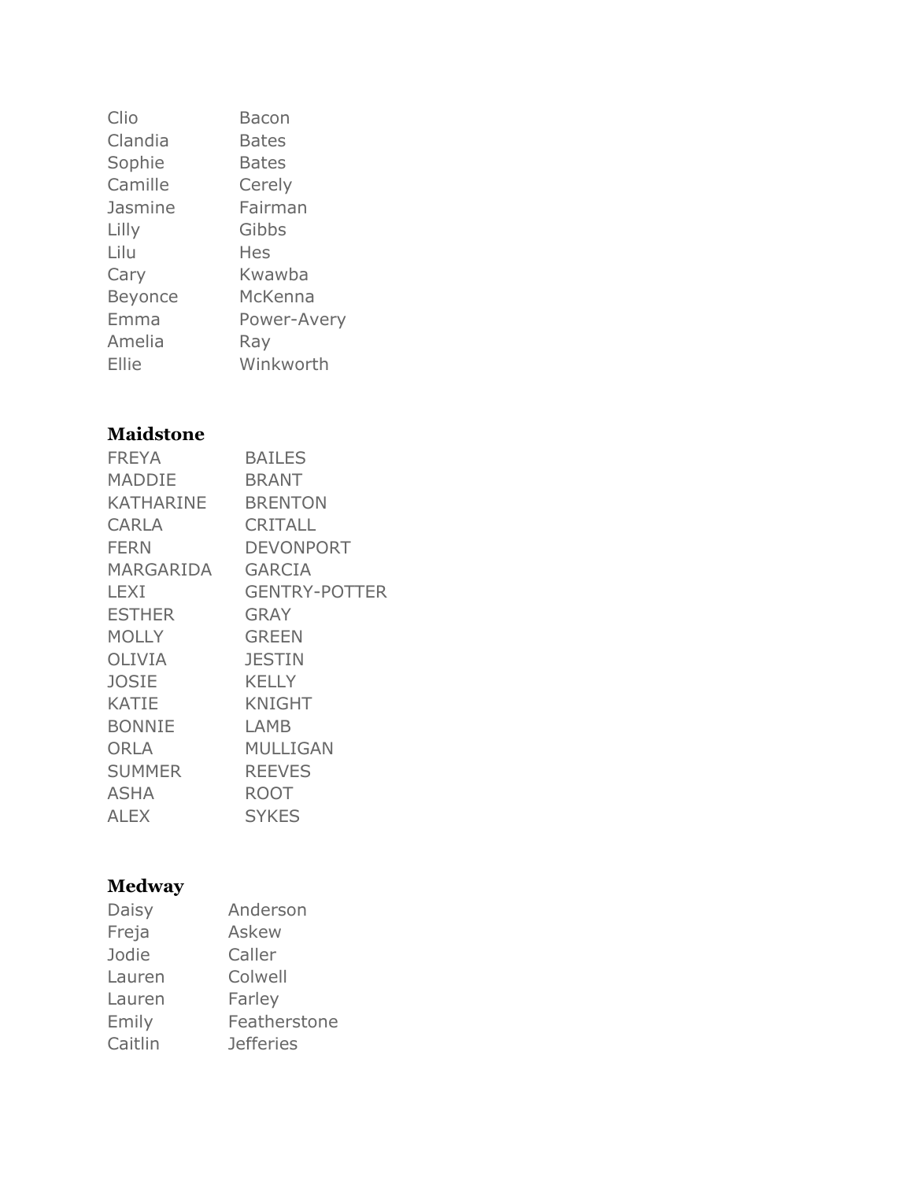| | |
|---|---|
| Clio | Bacon |
| Clandia | Bates |
| Sophie | Bates |
| Camille | Cerely |
| Jasmine | Fairman |
| Lilly | Gibbs |
| Lilu | Hes |
| Cary | Kwawba |
| Beyonce | McKenna |
| Emma | Power-Avery |
| Amelia | Ray |
| Ellie | Winkworth |

**Maidstone**

| | |
|---|---|
| FREYA | BAILES |
| MADDIE | BRANT |
| KATHARINE | BRENTON |
| CARLA | CRITALL |
| FERN | DEVONPORT |
| MARGARIDA | GARCIA |
| LEXI | GENTRY-POTTER |
| ESTHER | GRAY |
| MOLLY | GREEN |
| OLIVIA | JESTIN |
| JOSIE | KELLY |
| KATIE | KNIGHT |
| BONNIE | LAMB |
| ORLA | MULLIGAN |
| SUMMER | REEVES |
| ASHA | ROOT |
| ALEX | SYKES |

**Medway**

| | |
|---|---|
| Daisy | Anderson |
| Freja | Askew |
| Jodie | Caller |
| Lauren | Colwell |
| Lauren | Farley |
| Emily | Featherstone |
| Caitlin | Jefferies |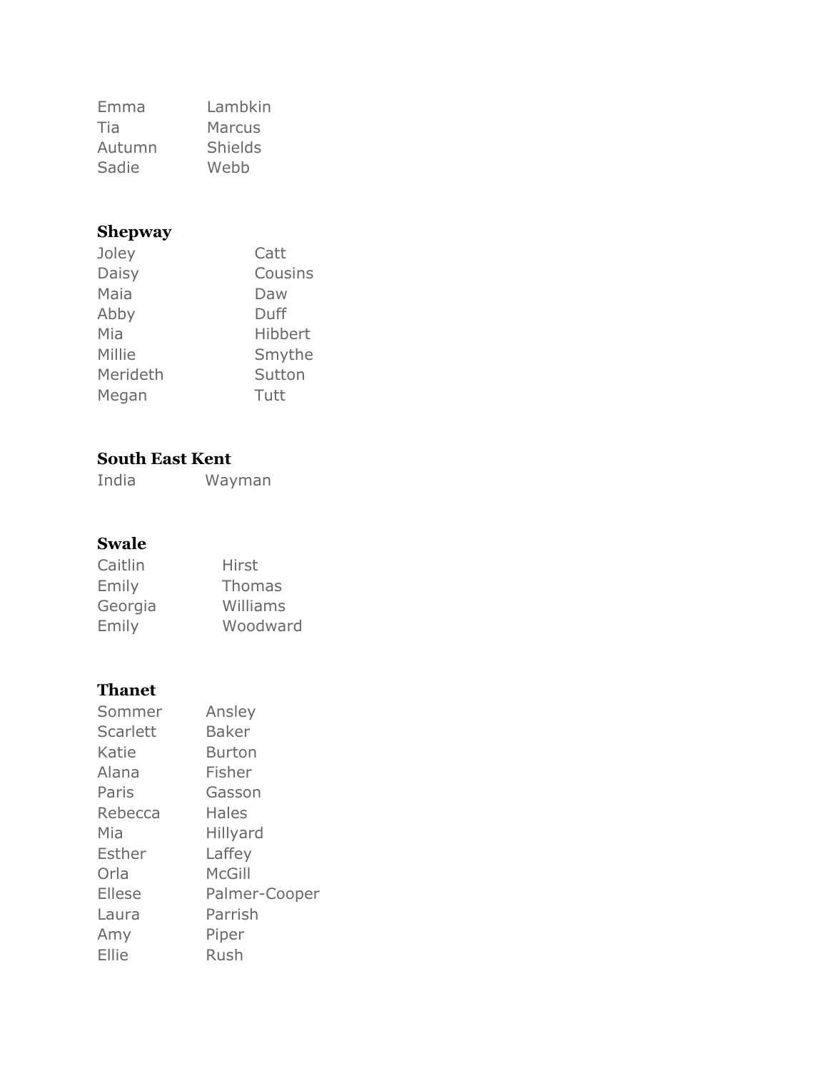| | |
|---|---|
| Emma | Lambkin |
| Tia | Marcus |
| Autumn | Shields |
| Sadie | Webb |

**Shepway**

| | |
|---|---|
| Joley | Catt |
| Daisy | Cousins |
| Maia | Daw |
| Abby | Duff |
| Mia | Hibbert |
| Millie | Smythe |
| Merideth | Sutton |
| Megan | Tutt |

**South East Kent**

| | |
|---|---|
| India | Wayman |

**Swale**

| | |
|---|---|
| Caitlin | Hirst |
| Emily | Thomas |
| Georgia | Williams |
| Emily | Woodward |

**Thanet**

| | |
|---|---|
| Sommer | Ansley |
| Scarlett | Baker |
| Katie | Burton |
| Alana | Fisher |
| Paris | Gasson |
| Rebecca | Hales |
| Mia | Hillyard |
| Esther | Laffey |
| Orla | McGill |
| Ellese | Palmer-Cooper |
| Laura | Parrish |
| Amy | Piper |
| Ellie | Rush |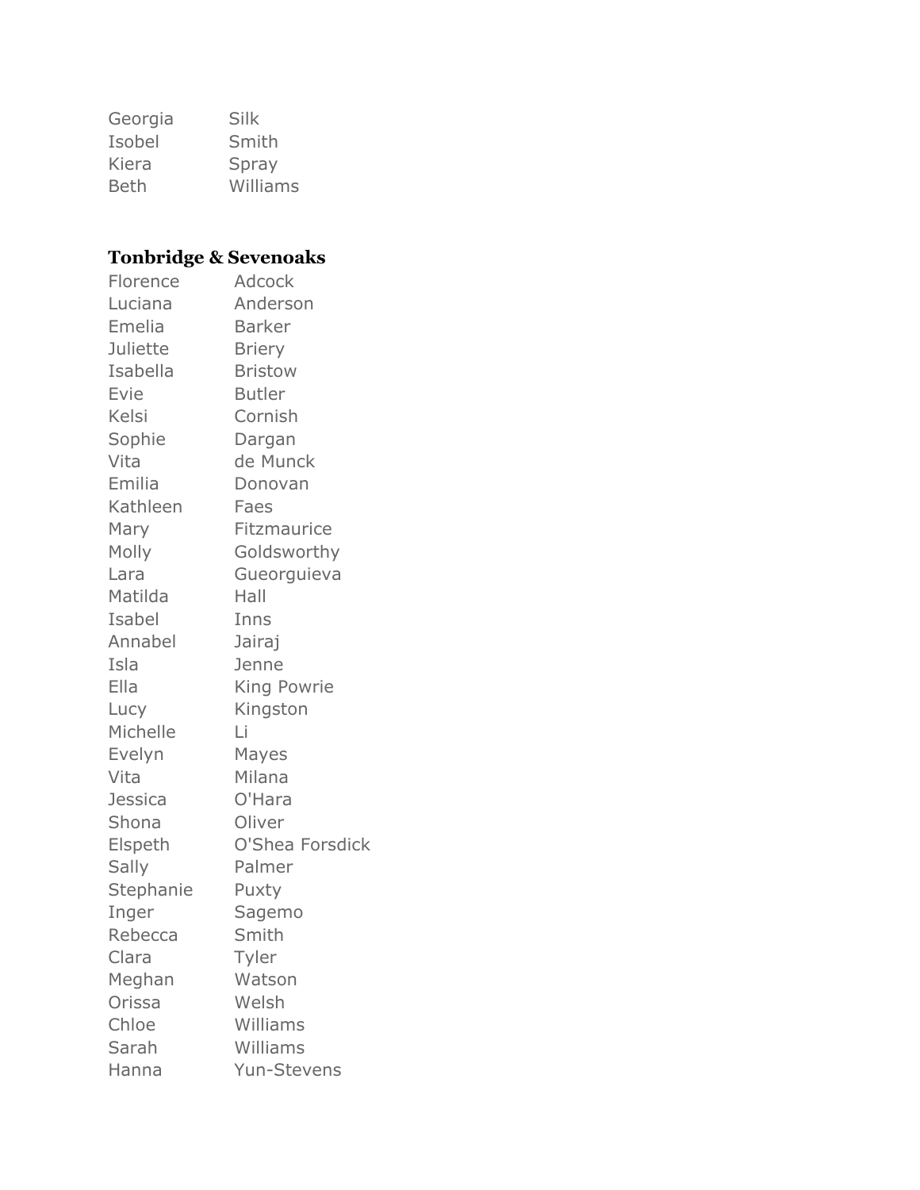| | |
|---|---|
| Georgia | Silk |
| Isobel | Smith |
| Kiera | Spray |
| Beth | Williams |

**Tonbridge & Sevenoaks**

| | |
|---|---|
| Florence | Adcock |
| Luciana | Anderson |
| Emelia | Barker |
| Juliette | Briery |
| Isabella | Bristow |
| Evie | Butler |
| Kelsi | Cornish |
| Sophie | Dargan |
| Vita | de Munck |
| Emilia | Donovan |
| Kathleen | Faes |
| Mary | Fitzmaurice |
| Molly | Goldsworthy |
| Lara | Gueorguieva |
| Matilda | Hall |
| Isabel | Inns |
| Annabel | Jairaj |
| Isla | Jenne |
| Ella | King Powrie |
| Lucy | Kingston |
| Michelle | Li |
| Evelyn | Mayes |
| Vita | Milana |
| Jessica | O'Hara |
| Shona | Oliver |
| Elspeth | O'Shea Forsdick |
| Sally | Palmer |
| Stephanie | Puxty |
| Inger | Sagemo |
| Rebecca | Smith |
| Clara | Tyler |
| Meghan | Watson |
| Orissa | Welsh |
| Chloe | Williams |
| Sarah | Williams |
| Hanna | Yun-Stevens |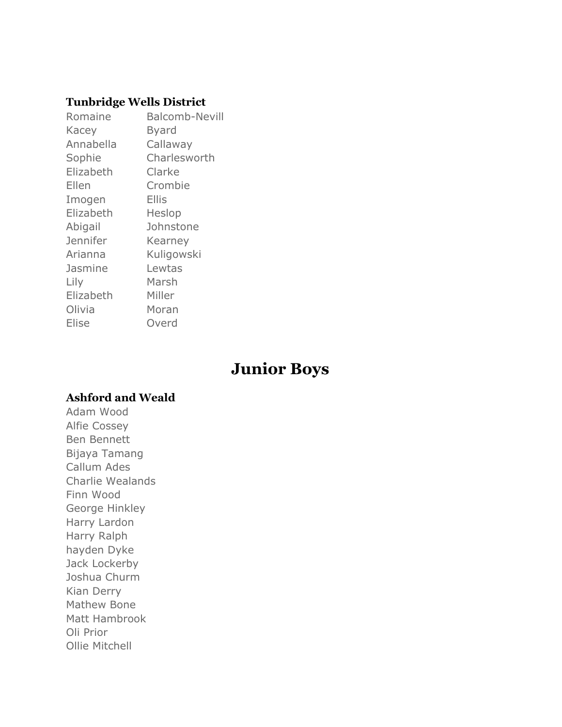**Tunbridge Wells District**

| | |
|---|---|
| Romaine | Balcomb-Nevill |
| Kacey | Byard |
| Annabella | Callaway |
| Sophie | Charlesworth |
| Elizabeth | Clarke |
| Ellen | Crombie |
| Imogen | Ellis |
| Elizabeth | Heslop |
| Abigail | Johnstone |
| Jennifer | Kearney |
| Arianna | Kuligowski |
| Jasmine | Lewtas |
| Lily | Marsh |
| Elizabeth | Miller |
| Olivia | Moran |
| Elise | Overd |

# Junior Boys

**Ashford and Weald**

Adam Wood
Alfie Cossey
Ben Bennett
Bijaya Tamang
Callum Ades
Charlie Wealands
Finn Wood
George Hinkley
Harry Lardon
Harry Ralph
hayden Dyke
Jack Lockerby
Joshua Churm
Kian Derry
Mathew Bone
Matt Hambrook
Oli Prior
Ollie Mitchell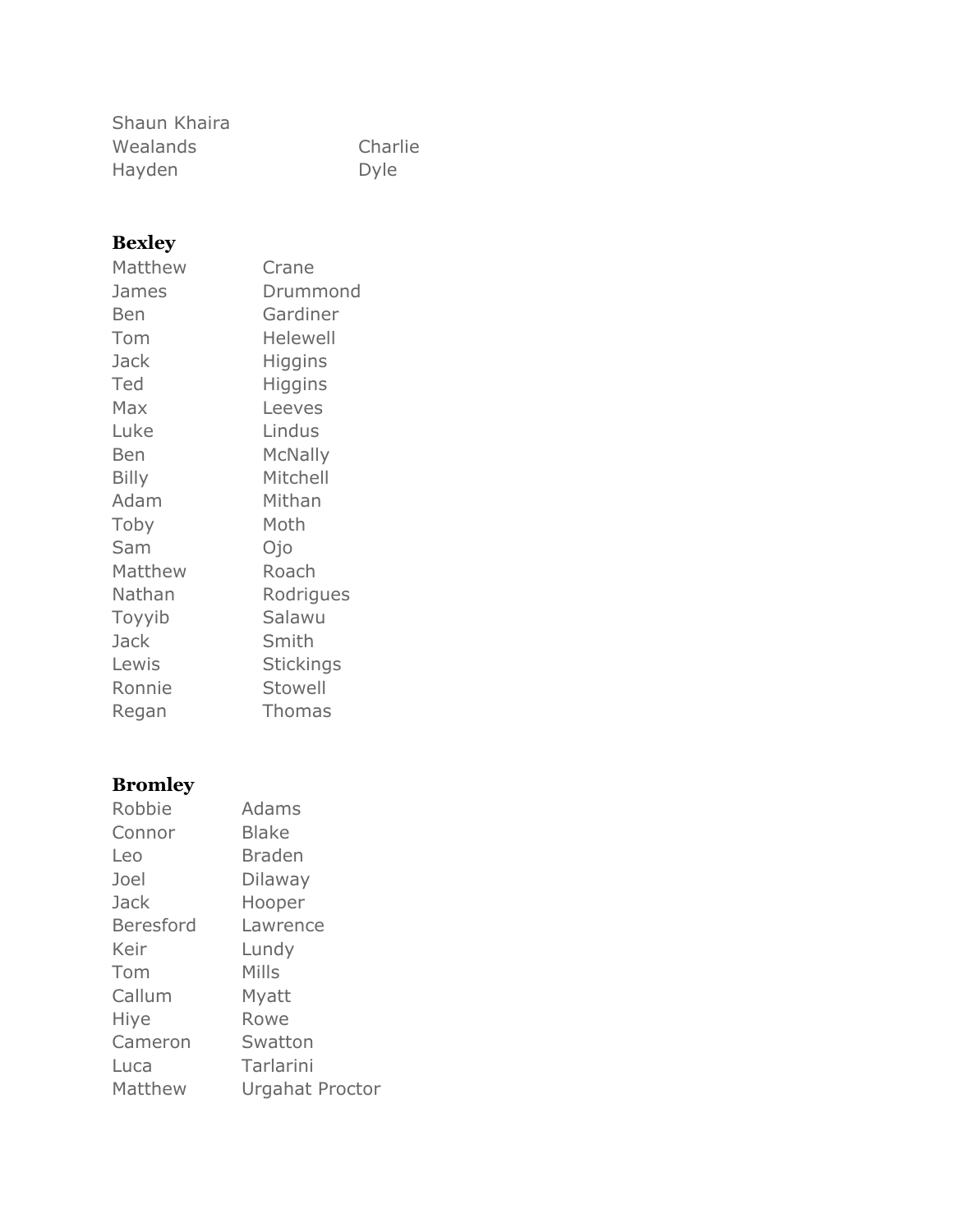Shaun Khaira

| | |
|---|---|
| Wealands | Charlie |
| Hayden | Dyle |

**Bexley**

| | |
|---|---|
| Matthew | Crane |
| James | Drummond |
| Ben | Gardiner |
| Tom | Helewell |
| Jack | Higgins |
| Ted | Higgins |
| Max | Leeves |
| Luke | Lindus |
| Ben | McNally |
| Billy | Mitchell |
| Adam | Mithan |
| Toby | Moth |
| Sam | Ojo |
| Matthew | Roach |
| Nathan | Rodrigues |
| Toyyib | Salawu |
| Jack | Smith |
| Lewis | Stickings |
| Ronnie | Stowell |
| Regan | Thomas |

**Bromley**

| | |
|---|---|
| Robbie | Adams |
| Connor | Blake |
| Leo | Braden |
| Joel | Dilaway |
| Jack | Hooper |
| Beresford | Lawrence |
| Keir | Lundy |
| Tom | Mills |
| Callum | Myatt |
| Hiye | Rowe |
| Cameron | Swatton |
| Luca | Tarlarini |
| Matthew | Urgahat Proctor |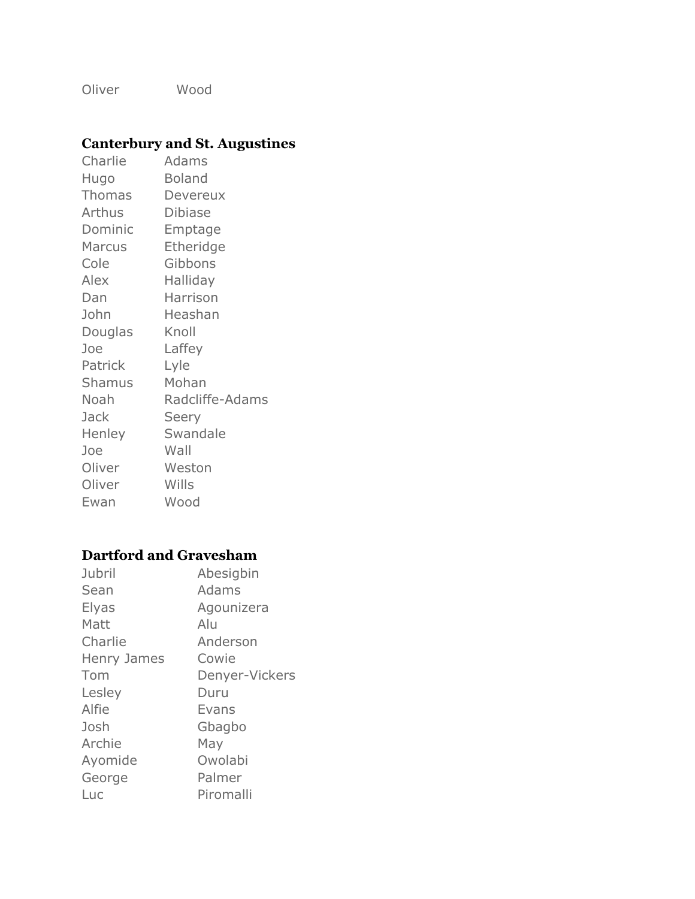| | |
|---|---|
| Oliver | Wood |

### Canterbury and St. Augustines

| | |
|---|---|
| Charlie | Adams |
| Hugo | Boland |
| Thomas | Devereux |
| Arthus | Dibiase |
| Dominic | Emptage |
| Marcus | Etheridge |
| Cole | Gibbons |
| Alex | Halliday |
| Dan | Harrison |
| John | Heashan |
| Douglas | Knoll |
| Joe | Laffey |
| Patrick | Lyle |
| Shamus | Mohan |
| Noah | Radcliffe-Adams |
| Jack | Seery |
| Henley | Swandale |
| Joe | Wall |
| Oliver | Weston |
| Oliver | Wills |
| Ewan | Wood |

### Dartford and Gravesham

| | |
|---|---|
| Jubril | Abesigbin |
| Sean | Adams |
| Elyas | Agounizera |
| Matt | Alu |
| Charlie | Anderson |
| Henry James | Cowie |
| Tom | Denyer-Vickers |
| Lesley | Duru |
| Alfie | Evans |
| Josh | Gbagbo |
| Archie | May |
| Ayomide | Owolabi |
| George | Palmer |
| Luc | Piromalli |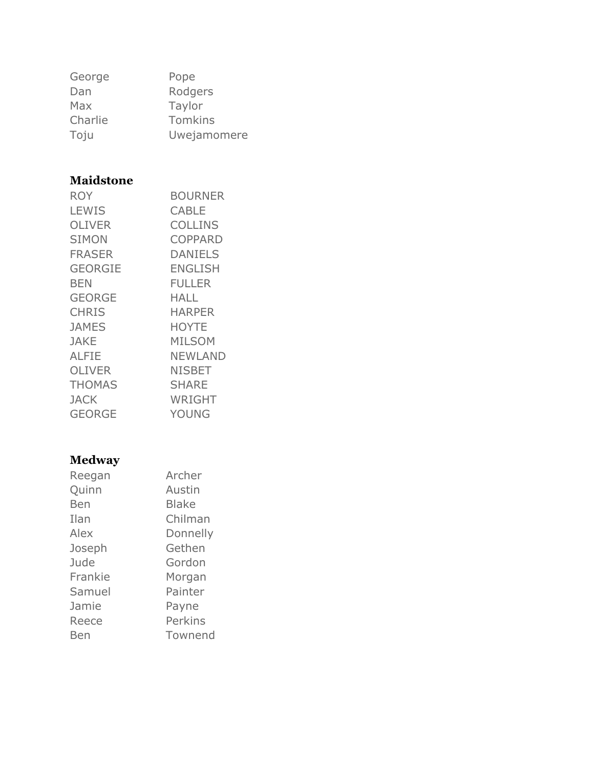| | |
|---|---|
| George | Pope |
| Dan | Rodgers |
| Max | Taylor |
| Charlie | Tomkins |
| Toju | Uwejamomere |

**Maidstone**

| | |
|---|---|
| ROY | BOURNER |
| LEWIS | CABLE |
| OLIVER | COLLINS |
| SIMON | COPPARD |
| FRASER | DANIELS |
| GEORGIE | ENGLISH |
| BEN | FULLER |
| GEORGE | HALL |
| CHRIS | HARPER |
| JAMES | HOYTE |
| JAKE | MILSOM |
| ALFIE | NEWLAND |
| OLIVER | NISBET |
| THOMAS | SHARE |
| JACK | WRIGHT |
| GEORGE | YOUNG |

**Medway**

| | |
|---|---|
| Reegan | Archer |
| Quinn | Austin |
| Ben | Blake |
| Ilan | Chilman |
| Alex | Donnelly |
| Joseph | Gethen |
| Jude | Gordon |
| Frankie | Morgan |
| Samuel | Painter |
| Jamie | Payne |
| Reece | Perkins |
| Ben | Townend |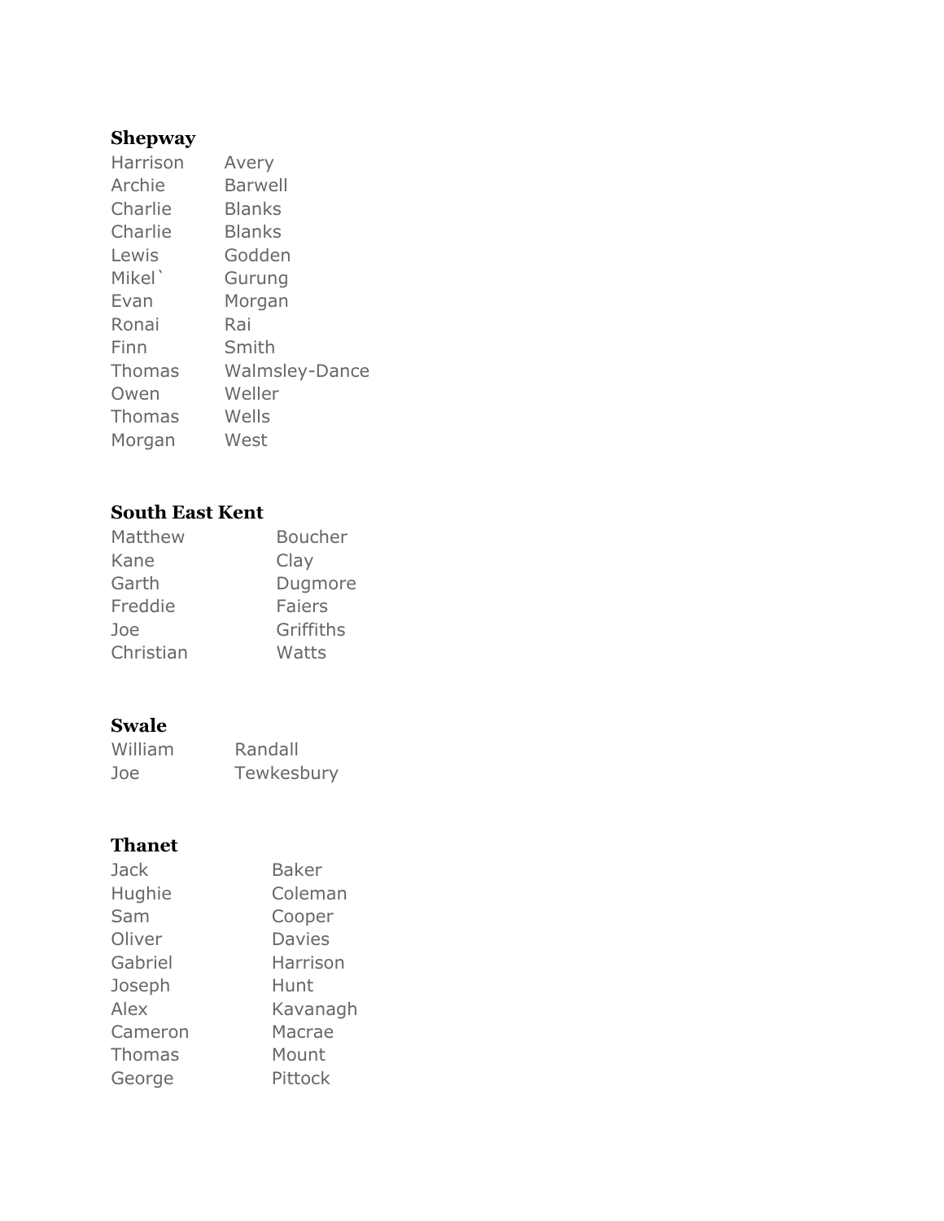**Shepway**

| | |
|---|---|
| Harrison | Avery |
| Archie | Barwell |
| Charlie | Blanks |
| Charlie | Blanks |
| Lewis | Godden |
| Mikel` | Gurung |
| Evan | Morgan |
| Ronai | Rai |
| Finn | Smith |
| Thomas | Walmsley-Dance |
| Owen | Weller |
| Thomas | Wells |
| Morgan | West |

**South East Kent**

| | |
|---|---|
| Matthew | Boucher |
| Kane | Clay |
| Garth | Dugmore |
| Freddie | Faiers |
| Joe | Griffiths |
| Christian | Watts |

**Swale**

| | |
|---|---|
| William | Randall |
| Joe | Tewkesbury |

**Thanet**

| | |
|---|---|
| Jack | Baker |
| Hughie | Coleman |
| Sam | Cooper |
| Oliver | Davies |
| Gabriel | Harrison |
| Joseph | Hunt |
| Alex | Kavanagh |
| Cameron | Macrae |
| Thomas | Mount |
| George | Pittock |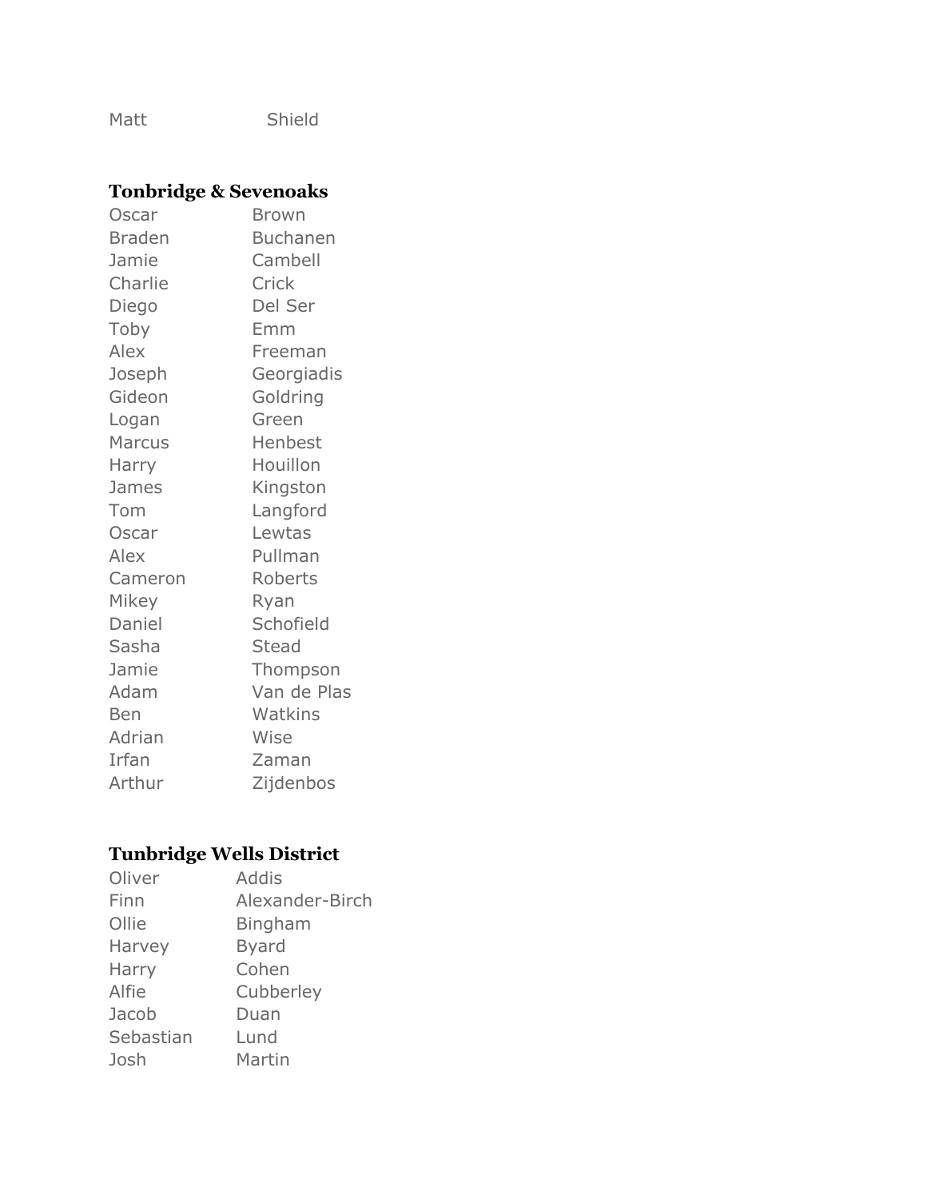Matt Shield

### Tonbridge & Sevenoaks

| | |
|---|---|
| Oscar | Brown |
| Braden | Buchanen |
| Jamie | Cambell |
| Charlie | Crick |
| Diego | Del Ser |
| Toby | Emm |
| Alex | Freeman |
| Joseph | Georgiadis |
| Gideon | Goldring |
| Logan | Green |
| Marcus | Henbest |
| Harry | Houillon |
| James | Kingston |
| Tom | Langford |
| Oscar | Lewtas |
| Alex | Pullman |
| Cameron | Roberts |
| Mikey | Ryan |
| Daniel | Schofield |
| Sasha | Stead |
| Jamie | Thompson |
| Adam | Van de Plas |
| Ben | Watkins |
| Adrian | Wise |
| Irfan | Zaman |
| Arthur | Zijdenbos |

### Tunbridge Wells District

| | |
|---|---|
| Oliver | Addis |
| Finn | Alexander-Birch |
| Ollie | Bingham |
| Harvey | Byard |
| Harry | Cohen |
| Alfie | Cubberley |
| Jacob | Duan |
| Sebastian | Lund |
| Josh | Martin |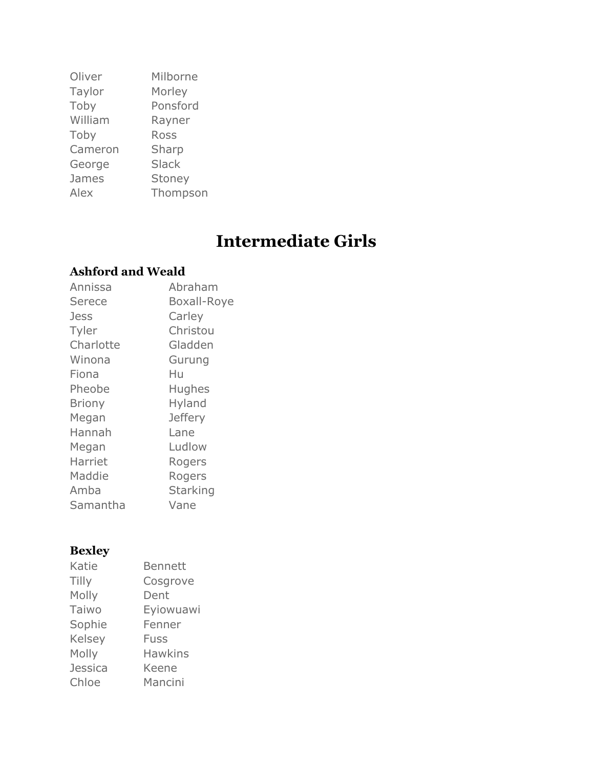| | |
|---|---|
| Oliver | Milborne |
| Taylor | Morley |
| Toby | Ponsford |
| William | Rayner |
| Toby | Ross |
| Cameron | Sharp |
| George | Slack |
| James | Stoney |
| Alex | Thompson |

# Intermediate Girls

### Ashford and Weald

| | |
|---|---|
| Annissa | Abraham |
| Serece | Boxall-Roye |
| Jess | Carley |
| Tyler | Christou |
| Charlotte | Gladden |
| Winona | Gurung |
| Fiona | Hu |
| Pheobe | Hughes |
| Briony | Hyland |
| Megan | Jeffery |
| Hannah | Lane |
| Megan | Ludlow |
| Harriet | Rogers |
| Maddie | Rogers |
| Amba | Starking |
| Samantha | Vane |

### Bexley

| | |
|---|---|
| Katie | Bennett |
| Tilly | Cosgrove |
| Molly | Dent |
| Taiwo | Eyiowuawi |
| Sophie | Fenner |
| Kelsey | Fuss |
| Molly | Hawkins |
| Jessica | Keene |
| Chloe | Mancini |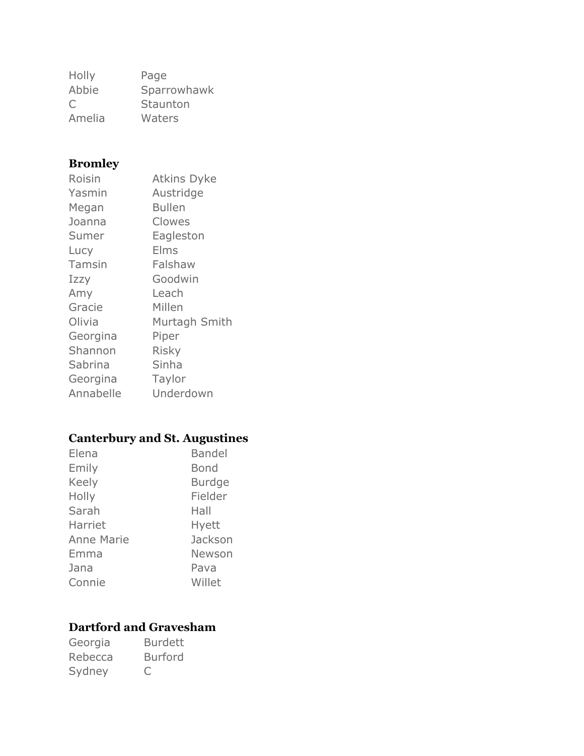| | |
|---|---|
| Holly | Page |
| Abbie | Sparrowhawk |
| C | Staunton |
| Amelia | Waters |

**Bromley**

| | |
|---|---|
| Roisin | Atkins Dyke |
| Yasmin | Austridge |
| Megan | Bullen |
| Joanna | Clowes |
| Sumer | Eagleston |
| Lucy | Elms |
| Tamsin | Falshaw |
| Izzy | Goodwin |
| Amy | Leach |
| Gracie | Millen |
| Olivia | Murtagh Smith |
| Georgina | Piper |
| Shannon | Risky |
| Sabrina | Sinha |
| Georgina | Taylor |
| Annabelle | Underdown |

**Canterbury and St. Augustines**

| | |
|---|---|
| Elena | Bandel |
| Emily | Bond |
| Keely | Burdge |
| Holly | Fielder |
| Sarah | Hall |
| Harriet | Hyett |
| Anne Marie | Jackson |
| Emma | Newson |
| Jana | Pava |
| Connie | Willet |

**Dartford and Gravesham**

| | |
|---|---|
| Georgia | Burdett |
| Rebecca | Burford |
| Sydney | C |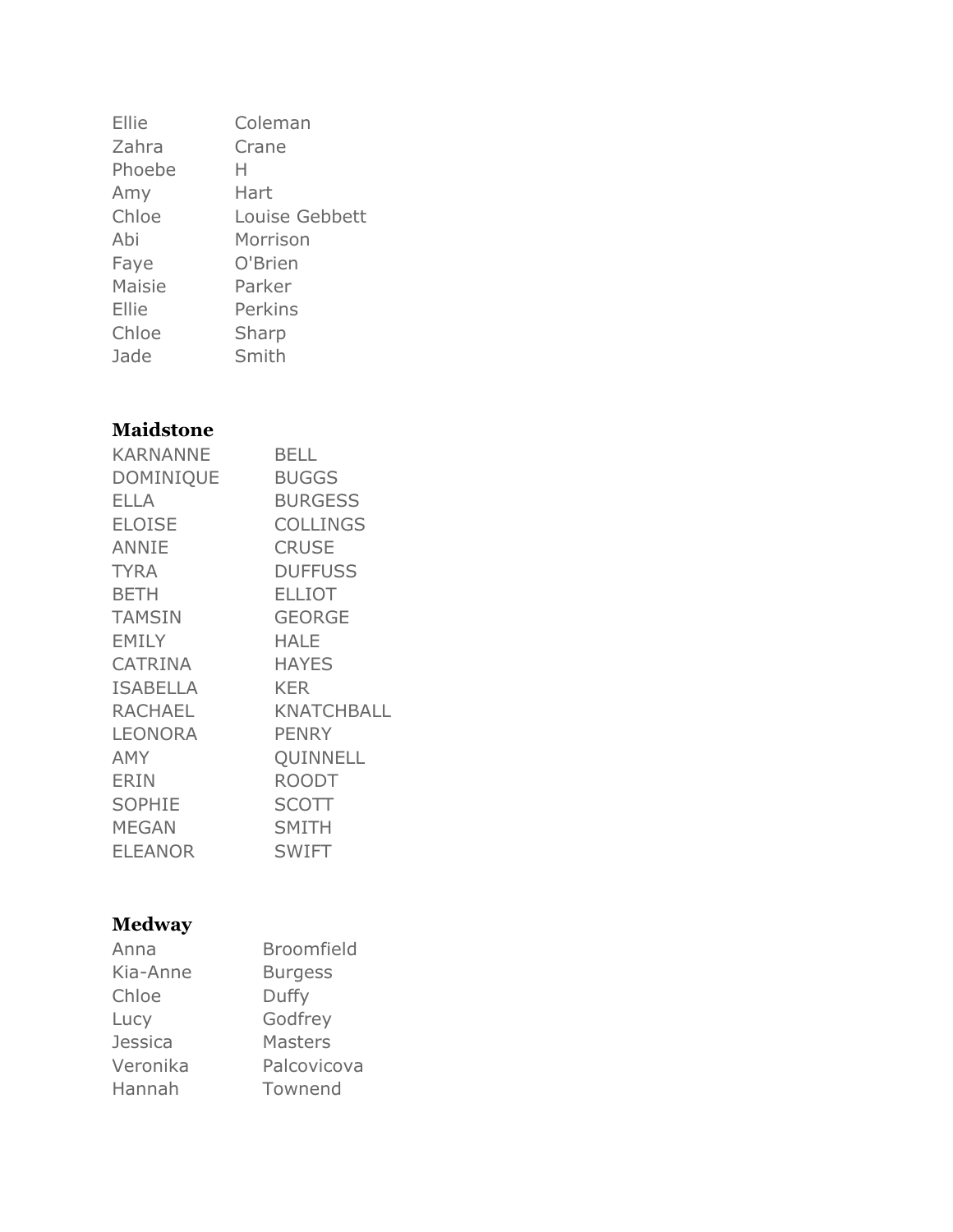| | |
|---|---|
| Ellie | Coleman |
| Zahra | Crane |
| Phoebe | H |
| Amy | Hart |
| Chloe | Louise Gebbett |
| Abi | Morrison |
| Faye | O'Brien |
| Maisie | Parker |
| Ellie | Perkins |
| Chloe | Sharp |
| Jade | Smith |

### Maidstone

| | |
|---|---|
| KARNANNE | BELL |
| DOMINIQUE | BUGGS |
| ELLA | BURGESS |
| ELOISE | COLLINGS |
| ANNIE | CRUSE |
| TYRA | DUFFUSS |
| BETH | ELLIOT |
| TAMSIN | GEORGE |
| EMILY | HALE |
| CATRINA | HAYES |
| ISABELLA | KER |
| RACHAEL | KNATCHBALL |
| LEONORA | PENRY |
| AMY | QUINNELL |
| ERIN | ROODT |
| SOPHIE | SCOTT |
| MEGAN | SMITH |
| ELEANOR | SWIFT |

### Medway

| | |
|---|---|
| Anna | Broomfield |
| Kia-Anne | Burgess |
| Chloe | Duffy |
| Lucy | Godfrey |
| Jessica | Masters |
| Veronika | Palcovicova |
| Hannah | Townend |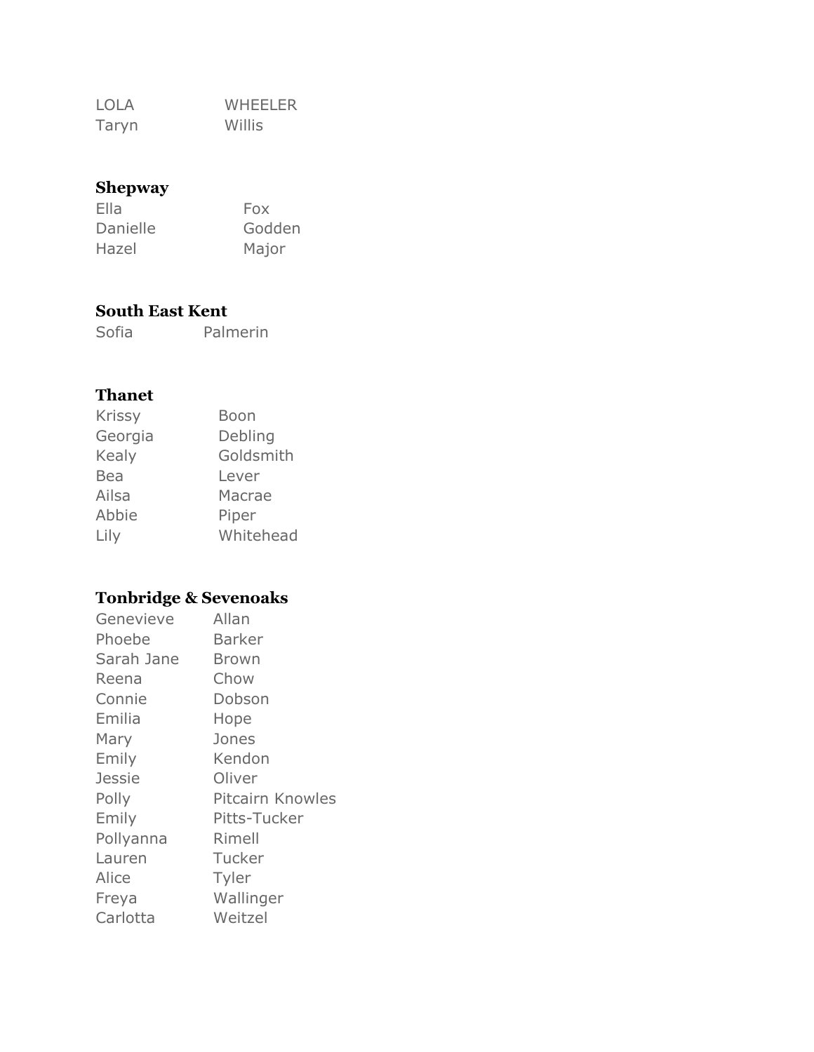| | |
|---|---|
| LOLA | WHEELER |
| Taryn | Willis |

**Shepway**

| | |
|---|---|
| Ella | Fox |
| Danielle | Godden |
| Hazel | Major |

**South East Kent**

| | |
|---|---|
| Sofia | Palmerin |

**Thanet**

| | |
|---|---|
| Krissy | Boon |
| Georgia | Debling |
| Kealy | Goldsmith |
| Bea | Lever |
| Ailsa | Macrae |
| Abbie | Piper |
| Lily | Whitehead |

**Tonbridge & Sevenoaks**

| | |
|---|---|
| Genevieve | Allan |
| Phoebe | Barker |
| Sarah Jane | Brown |
| Reena | Chow |
| Connie | Dobson |
| Emilia | Hope |
| Mary | Jones |
| Emily | Kendon |
| Jessie | Oliver |
| Polly | Pitcairn Knowles |
| Emily | Pitts-Tucker |
| Pollyanna | Rimell |
| Lauren | Tucker |
| Alice | Tyler |
| Freya | Wallinger |
| Carlotta | Weitzel |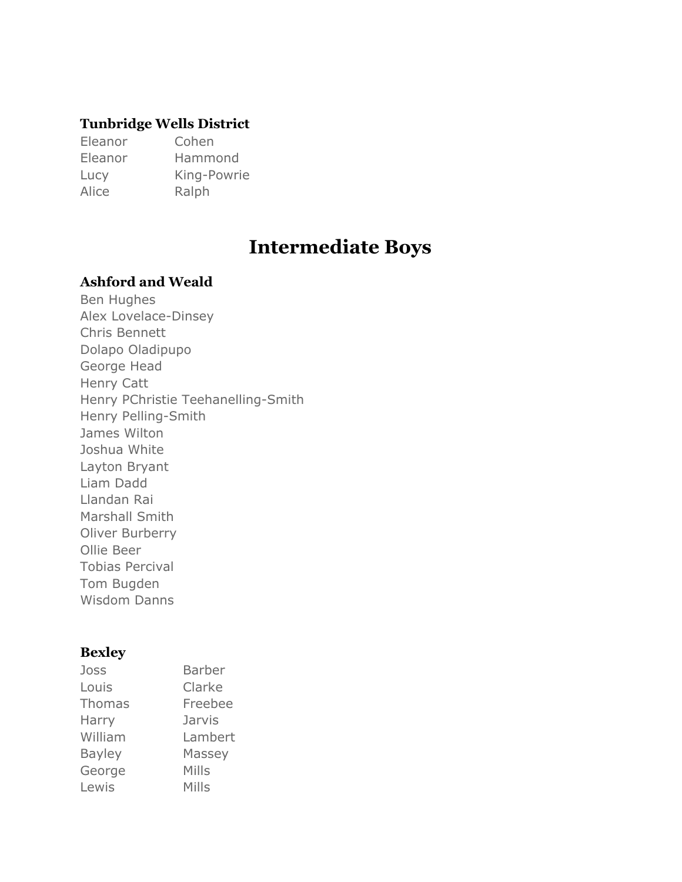### Tunbridge Wells District

| | |
|---|---|
| Eleanor | Cohen |
| Eleanor | Hammond |
| Lucy | King-Powrie |
| Alice | Ralph |

# Intermediate Boys

### Ashford and Weald

Ben Hughes
Alex Lovelace-Dinsey
Chris Bennett
Dolapo Oladipupo
George Head
Henry Catt
Henry PChristie Teehanelling-Smith
Henry Pelling-Smith
James Wilton
Joshua White
Layton Bryant
Liam Dadd
Llandan Rai
Marshall Smith
Oliver Burberry
Ollie Beer
Tobias Percival
Tom Bugden
Wisdom Danns

### Bexley

| | |
|---|---|
| Joss | Barber |
| Louis | Clarke |
| Thomas | Freebee |
| Harry | Jarvis |
| William | Lambert |
| Bayley | Massey |
| George | Mills |
| Lewis | Mills |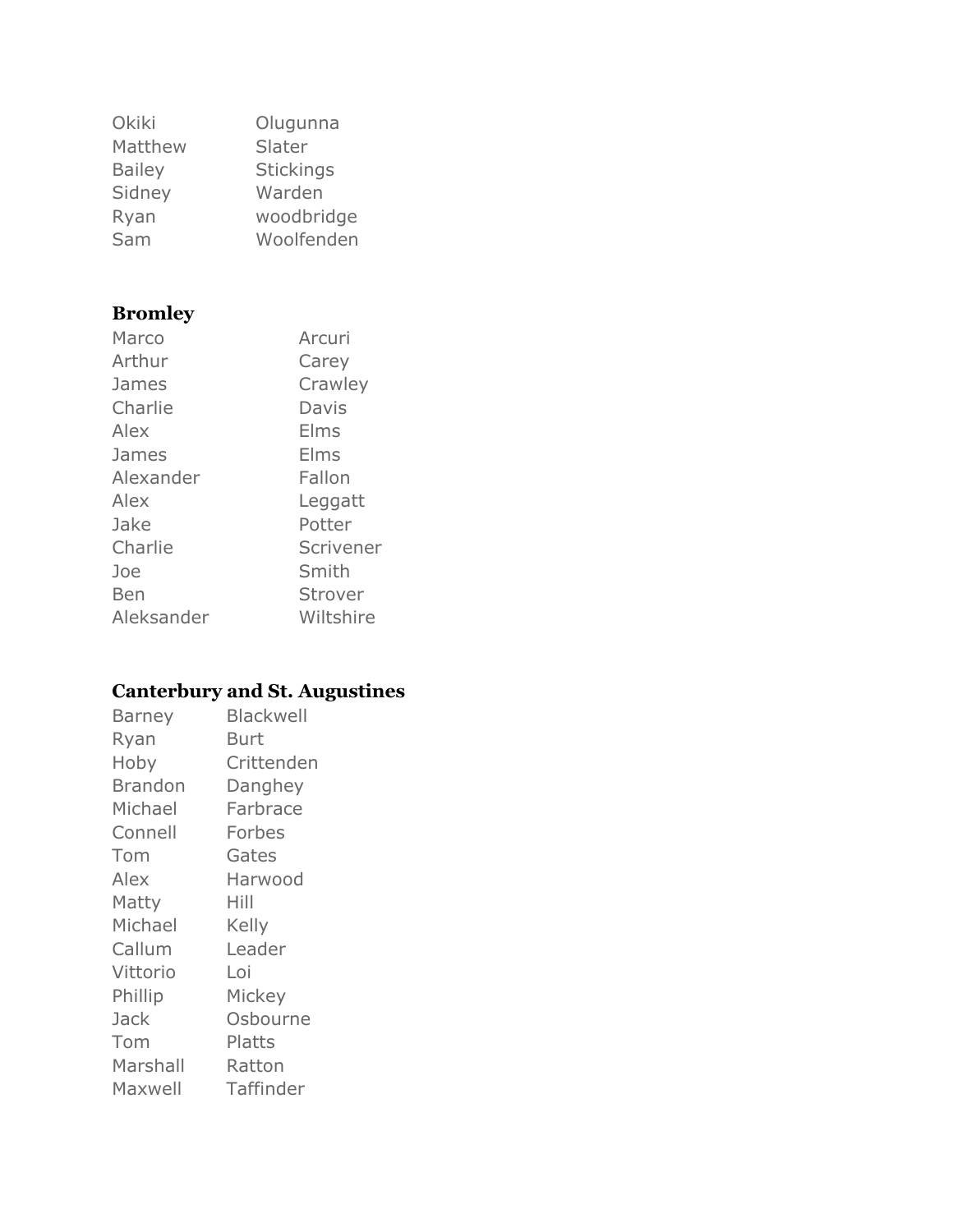| | |
|---|---|
| Okiki | Olugunna |
| Matthew | Slater |
| Bailey | Stickings |
| Sidney | Warden |
| Ryan | woodbridge |
| Sam | Woolfenden |

**Bromley**

| | |
|---|---|
| Marco | Arcuri |
| Arthur | Carey |
| James | Crawley |
| Charlie | Davis |
| Alex | Elms |
| James | Elms |
| Alexander | Fallon |
| Alex | Leggatt |
| Jake | Potter |
| Charlie | Scrivener |
| Joe | Smith |
| Ben | Strover |
| Aleksander | Wiltshire |

**Canterbury and St. Augustines**

| | |
|---|---|
| Barney | Blackwell |
| Ryan | Burt |
| Hoby | Crittenden |
| Brandon | Danghey |
| Michael | Farbrace |
| Connell | Forbes |
| Tom | Gates |
| Alex | Harwood |
| Matty | Hill |
| Michael | Kelly |
| Callum | Leader |
| Vittorio | Loi |
| Phillip | Mickey |
| Jack | Osbourne |
| Tom | Platts |
| Marshall | Ratton |
| Maxwell | Taffinder |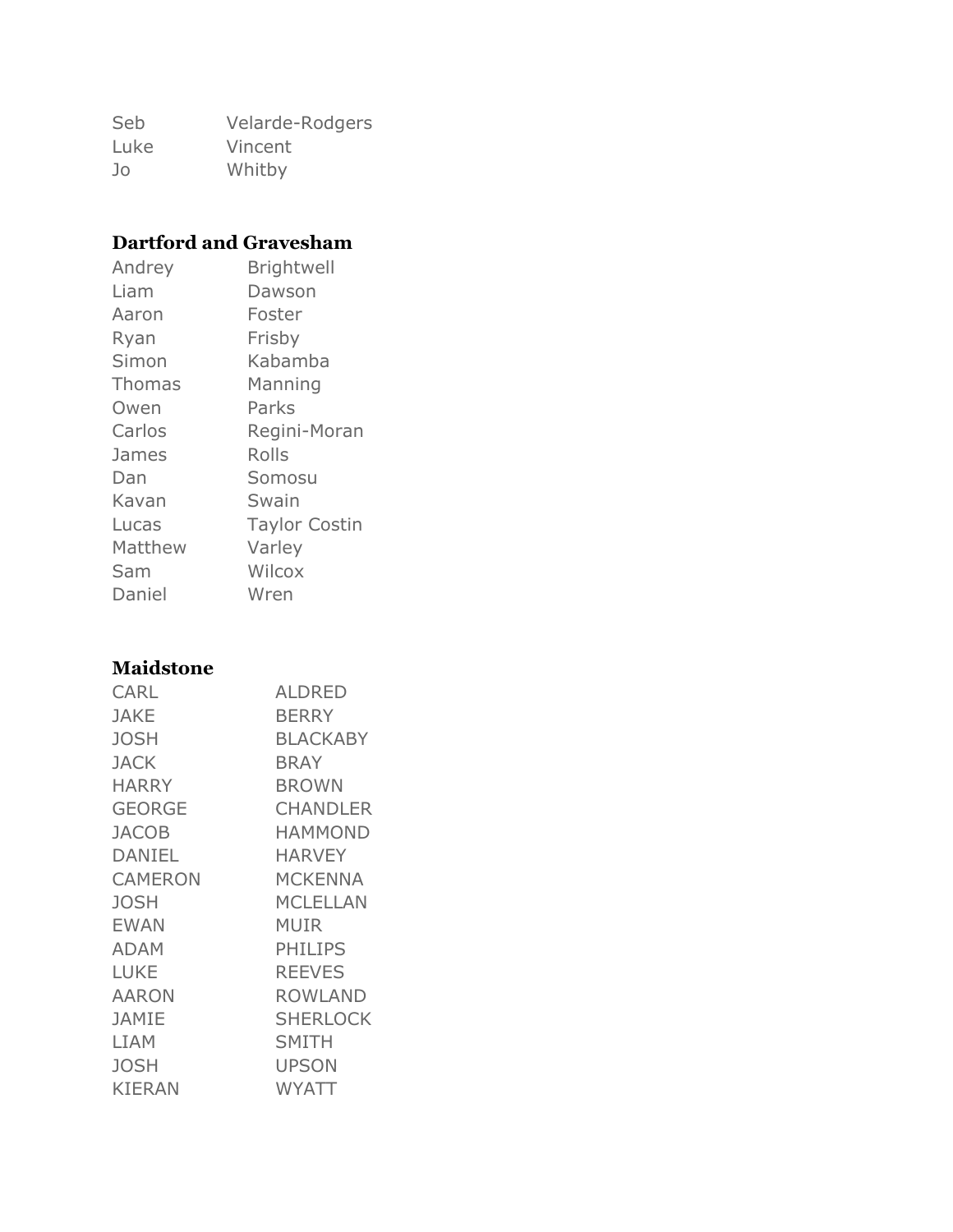| | |
|---|---|
| Seb | Velarde-Rodgers |
| Luke | Vincent |
| Jo | Whitby |

**Dartford and Gravesham**

| | |
|---|---|
| Andrey | Brightwell |
| Liam | Dawson |
| Aaron | Foster |
| Ryan | Frisby |
| Simon | Kabamba |
| Thomas | Manning |
| Owen | Parks |
| Carlos | Regini-Moran |
| James | Rolls |
| Dan | Somosu |
| Kavan | Swain |
| Lucas | Taylor Costin |
| Matthew | Varley |
| Sam | Wilcox |
| Daniel | Wren |

**Maidstone**

| | |
|---|---|
| CARL | ALDRED |
| JAKE | BERRY |
| JOSH | BLACKABY |
| JACK | BRAY |
| HARRY | BROWN |
| GEORGE | CHANDLER |
| JACOB | HAMMOND |
| DANIEL | HARVEY |
| CAMERON | MCKENNA |
| JOSH | MCLELLAN |
| EWAN | MUIR |
| ADAM | PHILIPS |
| LUKE | REEVES |
| AARON | ROWLAND |
| JAMIE | SHERLOCK |
| LIAM | SMITH |
| JOSH | UPSON |
| KIERAN | WYATT |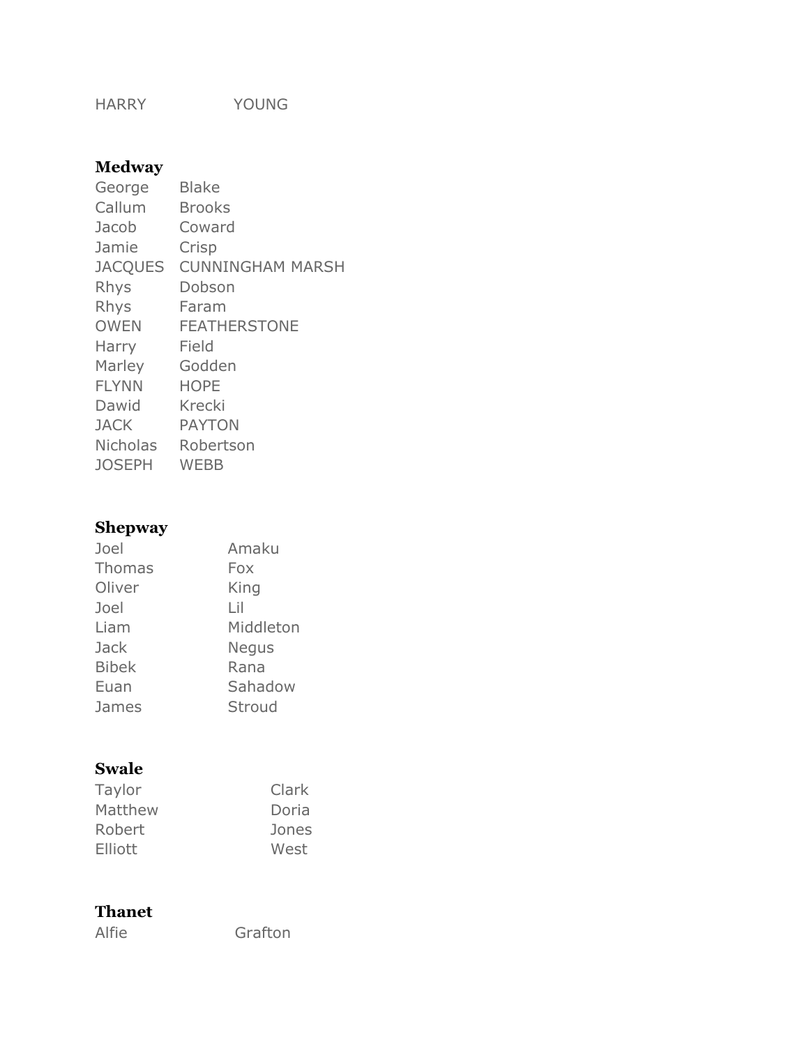HARRY YOUNG

**Medway**

| | |
|---|---|
| George | Blake |
| Callum | Brooks |
| Jacob | Coward |
| Jamie | Crisp |
| JACQUES | CUNNINGHAM MARSH |
| Rhys | Dobson |
| Rhys | Faram |
| OWEN | FEATHERSTONE |
| Harry | Field |
| Marley | Godden |
| FLYNN | HOPE |
| Dawid | Krecki |
| JACK | PAYTON |
| Nicholas | Robertson |
| JOSEPH | WEBB |

**Shepway**

| | |
|---|---|
| Joel | Amaku |
| Thomas | Fox |
| Oliver | King |
| Joel | Lil |
| Liam | Middleton |
| Jack | Negus |
| Bibek | Rana |
| Euan | Sahadow |
| James | Stroud |

**Swale**

| | |
|---|---|
| Taylor | Clark |
| Matthew | Doria |
| Robert | Jones |
| Elliott | West |

**Thanet**

| | |
|---|---|
| Alfie | Grafton |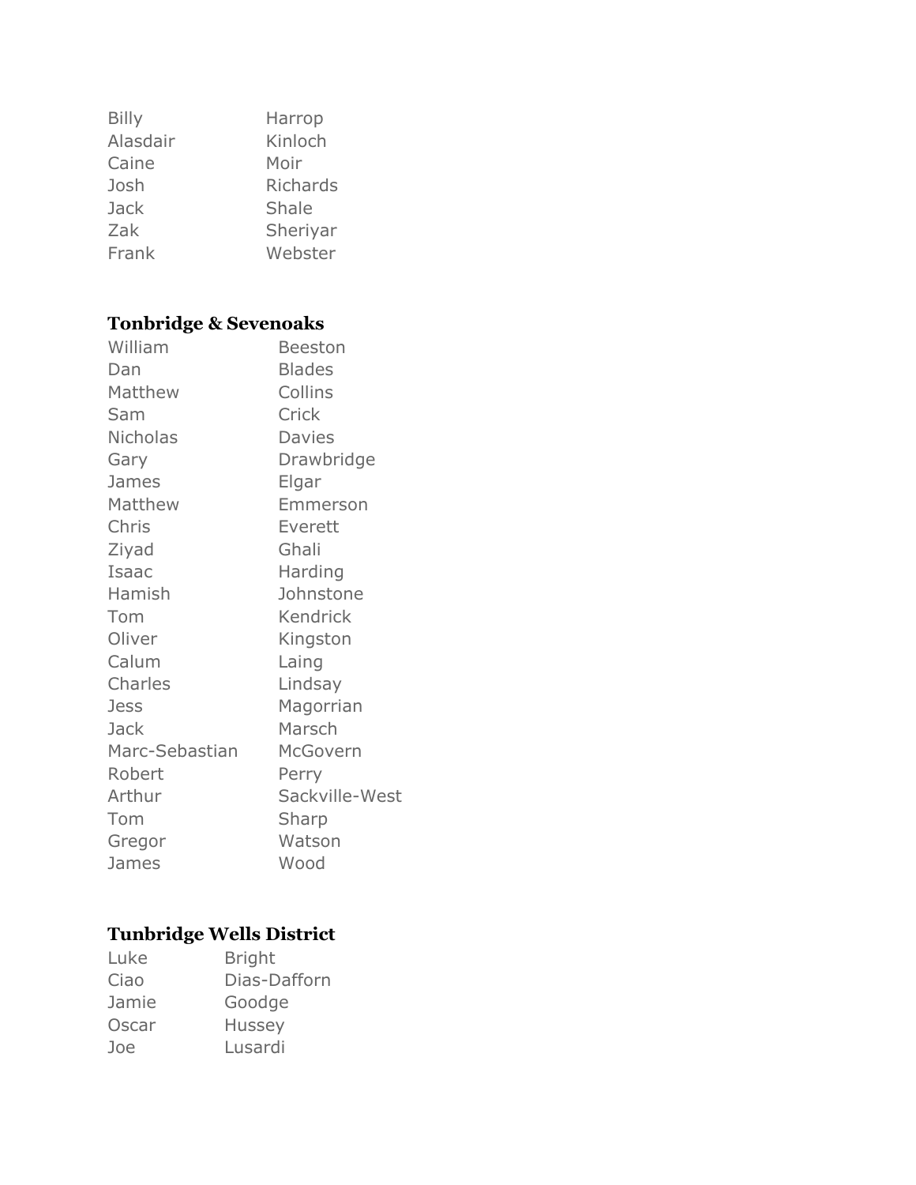| | |
|---|---|
| Billy | Harrop |
| Alasdair | Kinloch |
| Caine | Moir |
| Josh | Richards |
| Jack | Shale |
| Zak | Sheriyar |
| Frank | Webster |

**Tonbridge & Sevenoaks**

| | |
|---|---|
| William | Beeston |
| Dan | Blades |
| Matthew | Collins |
| Sam | Crick |
| Nicholas | Davies |
| Gary | Drawbridge |
| James | Elgar |
| Matthew | Emmerson |
| Chris | Everett |
| Ziyad | Ghali |
| Isaac | Harding |
| Hamish | Johnstone |
| Tom | Kendrick |
| Oliver | Kingston |
| Calum | Laing |
| Charles | Lindsay |
| Jess | Magorrian |
| Jack | Marsch |
| Marc-Sebastian | McGovern |
| Robert | Perry |
| Arthur | Sackville-West |
| Tom | Sharp |
| Gregor | Watson |
| James | Wood |

**Tunbridge Wells District**

| | |
|---|---|
| Luke | Bright |
| Ciao | Dias-Dafforn |
| Jamie | Goodge |
| Oscar | Hussey |
| Joe | Lusardi |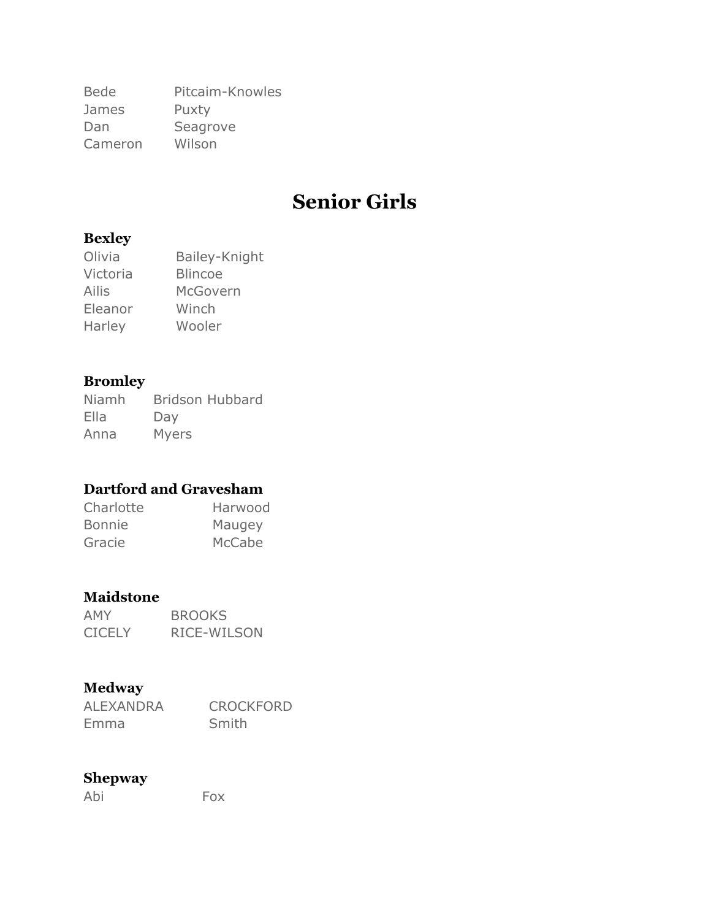| | |
|---|---|
| Bede | Pitcaim-Knowles |
| James | Puxty |
| Dan | Seagrove |
| Cameron | Wilson |

# Senior Girls

**Bexley**

| | |
|---|---|
| Olivia | Bailey-Knight |
| Victoria | Blincoe |
| Ailis | McGovern |
| Eleanor | Winch |
| Harley | Wooler |

**Bromley**

| | |
|---|---|
| Niamh | Bridson Hubbard |
| Ella | Day |
| Anna | Myers |

**Dartford and Gravesham**

| | |
|---|---|
| Charlotte | Harwood |
| Bonnie | Maugey |
| Gracie | McCabe |

**Maidstone**

| | |
|---|---|
| AMY | BROOKS |
| CICELY | RICE-WILSON |

**Medway**

| | |
|---|---|
| ALEXANDRA | CROCKFORD |
| Emma | Smith |

**Shepway**

| | |
|---|---|
| Abi | Fox |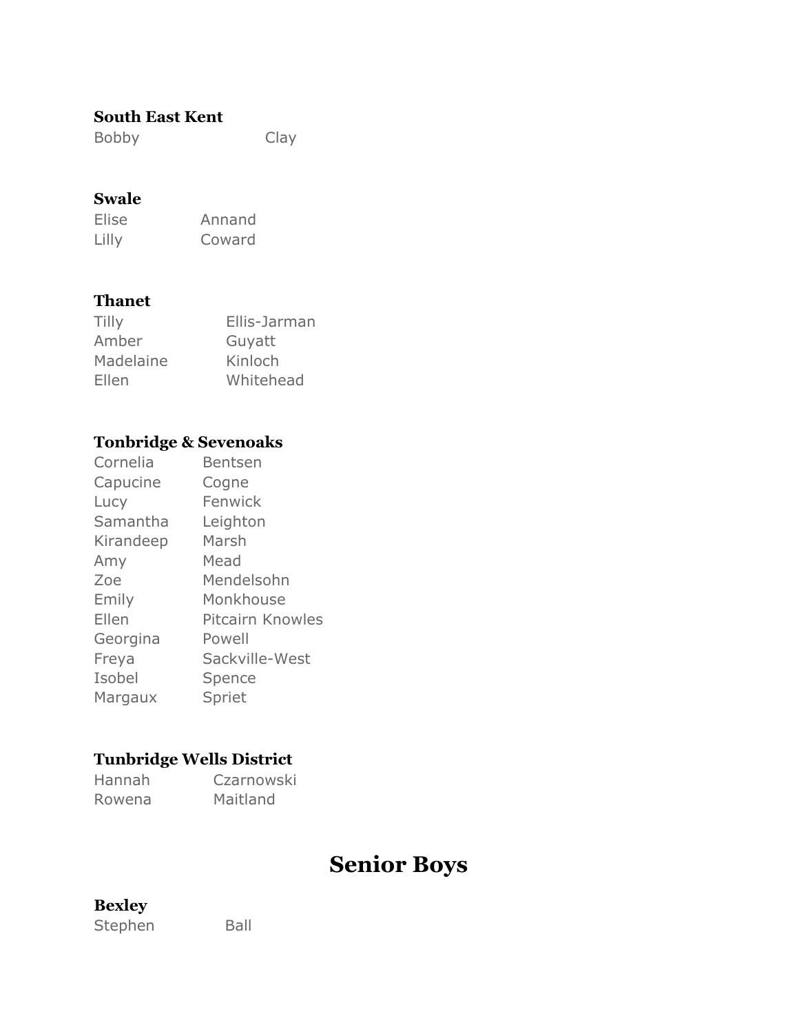### South East Kent

| | |
|---|---|
| Bobby | Clay |

### Swale

| | |
|---|---|
| Elise | Annand |
| Lilly | Coward |

### Thanet

| | |
|---|---|
| Tilly | Ellis-Jarman |
| Amber | Guyatt |
| Madelaine | Kinloch |
| Ellen | Whitehead |

### Tonbridge & Sevenoaks

| | |
|---|---|
| Cornelia | Bentsen |
| Capucine | Cogne |
| Lucy | Fenwick |
| Samantha | Leighton |
| Kirandeep | Marsh |
| Amy | Mead |
| Zoe | Mendelsohn |
| Emily | Monkhouse |
| Ellen | Pitcairn Knowles |
| Georgina | Powell |
| Freya | Sackville-West |
| Isobel | Spence |
| Margaux | Spriet |

### Tunbridge Wells District

| | |
|---|---|
| Hannah | Czarnowski |
| Rowena | Maitland |

## Senior Boys

### Bexley

| | |
|---|---|
| Stephen | Ball |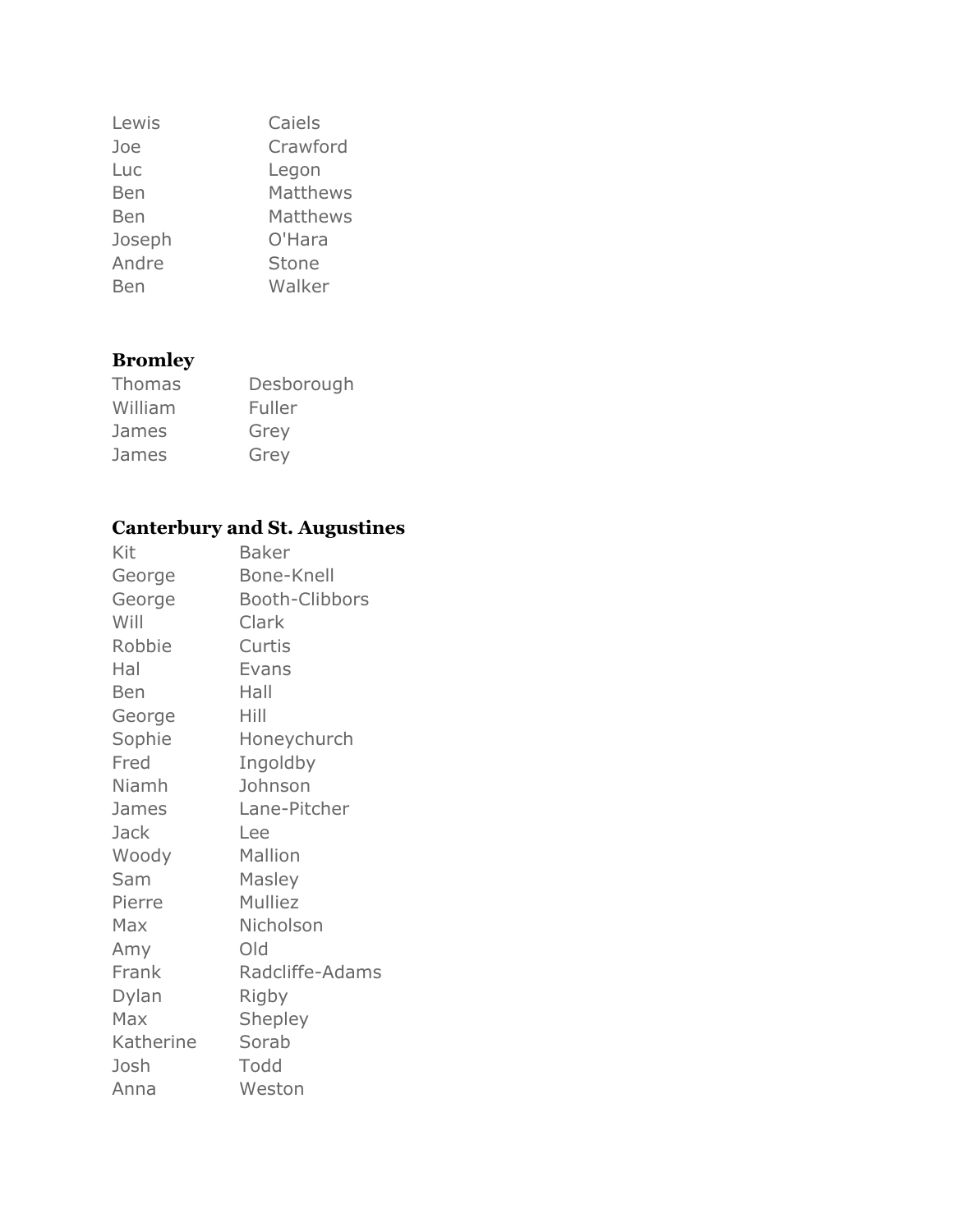| | |
|---|---|
| Lewis | Caiels |
| Joe | Crawford |
| Luc | Legon |
| Ben | Matthews |
| Ben | Matthews |
| Joseph | O'Hara |
| Andre | Stone |
| Ben | Walker |

### Bromley

| | |
|---|---|
| Thomas | Desborough |
| William | Fuller |
| James | Grey |
| James | Grey |

### Canterbury and St. Augustines

| | |
|---|---|
| Kit | Baker |
| George | Bone-Knell |
| George | Booth-Clibbors |
| Will | Clark |
| Robbie | Curtis |
| Hal | Evans |
| Ben | Hall |
| George | Hill |
| Sophie | Honeychurch |
| Fred | Ingoldby |
| Niamh | Johnson |
| James | Lane-Pitcher |
| Jack | Lee |
| Woody | Mallion |
| Sam | Masley |
| Pierre | Mulliez |
| Max | Nicholson |
| Amy | Old |
| Frank | Radcliffe-Adams |
| Dylan | Rigby |
| Max | Shepley |
| Katherine | Sorab |
| Josh | Todd |
| Anna | Weston |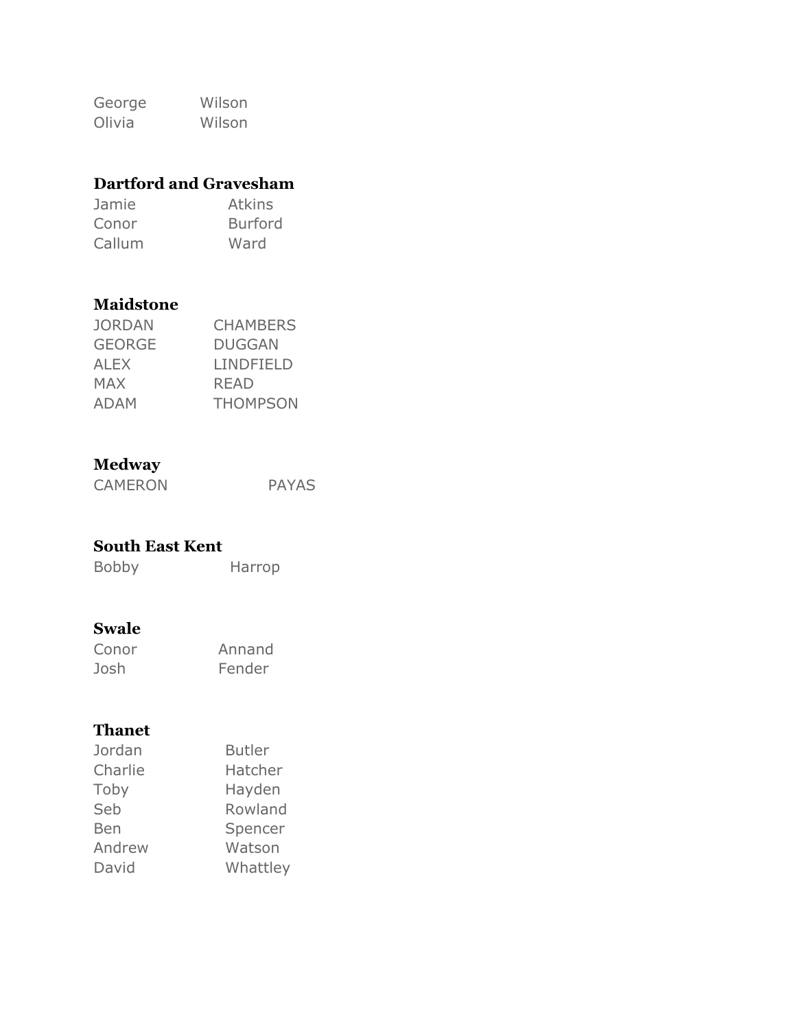George Wilson
Olivia Wilson

**Dartford and Gravesham**

Jamie Atkins
Conor Burford
Callum Ward

**Maidstone**

JORDAN CHAMBERS
GEORGE DUGGAN
ALEX LINDFIELD
MAX READ
ADAM THOMPSON

**Medway**

CAMERON PAYAS

**South East Kent**

Bobby Harrop

**Swale**

Conor Annand
Josh Fender

**Thanet**

Jordan Butler
Charlie Hatcher
Toby Hayden
Seb Rowland
Ben Spencer
Andrew Watson
David Whattley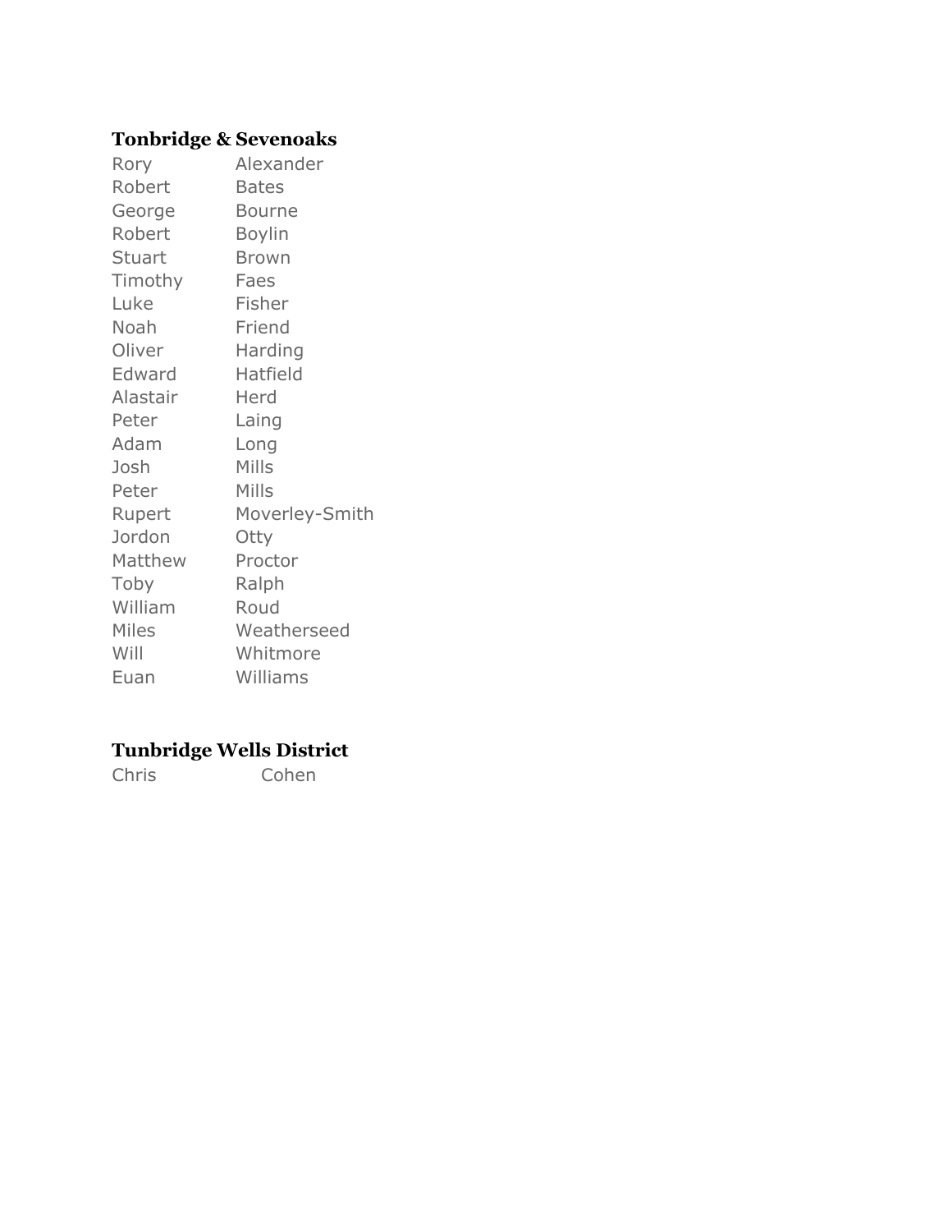### Tonbridge & Sevenoaks

| | |
|---|---|
| Rory | Alexander |
| Robert | Bates |
| George | Bourne |
| Robert | Boylin |
| Stuart | Brown |
| Timothy | Faes |
| Luke | Fisher |
| Noah | Friend |
| Oliver | Harding |
| Edward | Hatfield |
| Alastair | Herd |
| Peter | Laing |
| Adam | Long |
| Josh | Mills |
| Peter | Mills |
| Rupert | Moverley-Smith |
| Jordon | Otty |
| Matthew | Proctor |
| Toby | Ralph |
| William | Roud |
| Miles | Weatherseed |
| Will | Whitmore |
| Euan | Williams |

### Tunbridge Wells District

| | |
|---|---|
| Chris | Cohen |